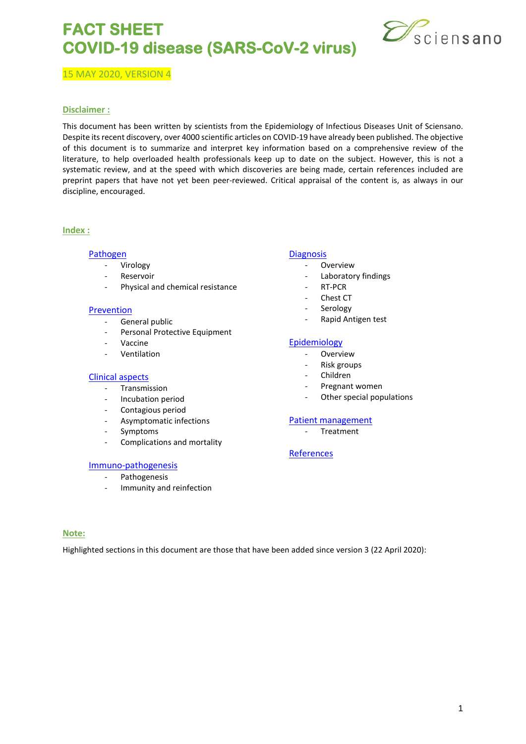# FACT SHEET
# COVID-19 disease (SARS-CoV-2 virus)

15 MAY 2020, VERSION 4

## Disclaimer :

This document has been written by scientists from the Epidemiology of Infectious Diseases Unit of Sciensano. Despite its recent discovery, over 4000 scientific articles on COVID-19 have already been published. The objective of this document is to summarize and interpret key information based on a comprehensive review of the literature, to help overloaded health professionals keep up to date on the subject. However, this is not a systematic review, and at the speed with which discoveries are being made, certain references included are preprint papers that have not yet been peer-reviewed. Critical appraisal of the content is, as always in our discipline, encouraged.

## Index :

[Pathogen](#)
- Virology
- Reservoir
- Physical and chemical resistance

[Prevention](#)
- General public
- Personal Protective Equipment
- Vaccine
- Ventilation

[Clinical aspects](#)
- Transmission
- Incubation period
- Contagious period
- Asymptomatic infections
- Symptoms
- Complications and mortality

[Immuno-pathogenesis](#)
- Pathogenesis
- Immunity and reinfection

[Diagnosis](#)
- Overview
- Laboratory findings
- RT-PCR
- Chest CT
- Serology
- Rapid Antigen test

[Epidemiology](#)
- Overview
- Risk groups
- Children
- Pregnant women
- Other special populations

[Patient management](#)
- Treatment

[References](#)

## Note:

Highlighted sections in this document are those that have been added since version 3 (22 April 2020):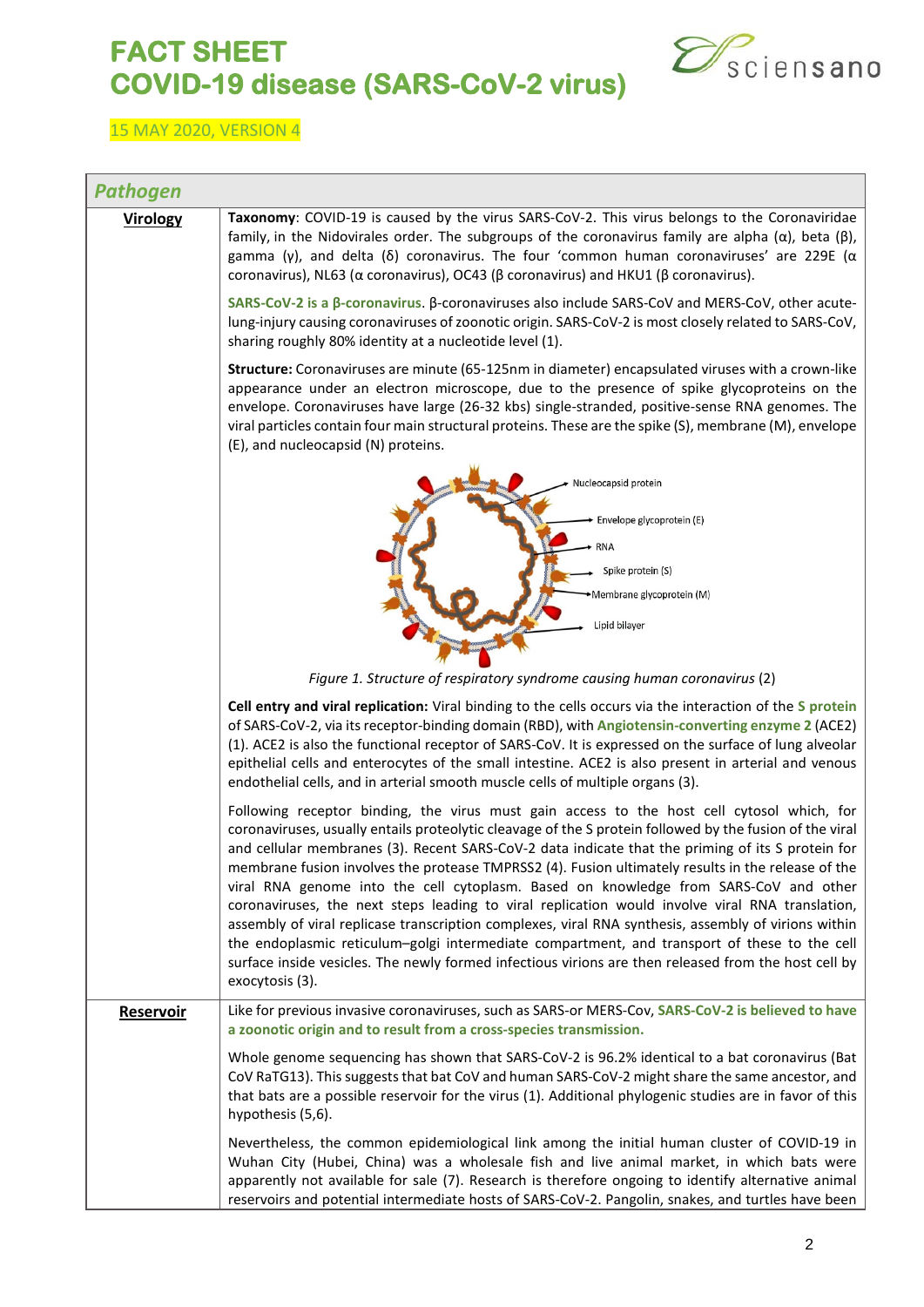# FACT SHEET
# COVID-19 disease (SARS-CoV-2 virus)

15 MAY 2020, VERSION 4

## Pathogen

### Virology

**Taxonomy**: COVID-19 is caused by the virus SARS-CoV-2. This virus belongs to the Coronaviridae family, in the Nidovirales order. The subgroups of the coronavirus family are alpha (α), beta (β), gamma (γ), and delta (δ) coronavirus. The four 'common human coronaviruses' are 229E (α coronavirus), NL63 (α coronavirus), OC43 (β coronavirus) and HKU1 (β coronavirus).

**SARS-CoV-2 is a β-coronavirus**. β-coronaviruses also include SARS-CoV and MERS-CoV, other acute-lung-injury causing coronaviruses of zoonotic origin. SARS-CoV-2 is most closely related to SARS-CoV, sharing roughly 80% identity at a nucleotide level (1).

**Structure:** Coronaviruses are minute (65-125nm in diameter) encapsulated viruses with a crown-like appearance under an electron microscope, due to the presence of spike glycoproteins on the envelope. Coronaviruses have large (26-32 kbs) single-stranded, positive-sense RNA genomes. The viral particles contain four main structural proteins. These are the spike (S), membrane (M), envelope (E), and nucleocapsid (N) proteins.

*Figure 1. Structure of respiratory syndrome causing human coronavirus* (2)

**Cell entry and viral replication:** Viral binding to the cells occurs via the interaction of the **S protein** of SARS-CoV-2, via its receptor-binding domain (RBD), with **Angiotensin-converting enzyme 2** (ACE2) (1). ACE2 is also the functional receptor of SARS-CoV. It is expressed on the surface of lung alveolar epithelial cells and enterocytes of the small intestine. ACE2 is also present in arterial and venous endothelial cells, and in arterial smooth muscle cells of multiple organs (3).

Following receptor binding, the virus must gain access to the host cell cytosol which, for coronaviruses, usually entails proteolytic cleavage of the S protein followed by the fusion of the viral and cellular membranes (3). Recent SARS-CoV-2 data indicate that the priming of its S protein for membrane fusion involves the protease TMPRSS2 (4). Fusion ultimately results in the release of the viral RNA genome into the cell cytoplasm. Based on knowledge from SARS-CoV and other coronaviruses, the next steps leading to viral replication would involve viral RNA translation, assembly of viral replicase transcription complexes, viral RNA synthesis, assembly of virions within the endoplasmic reticulum–golgi intermediate compartment, and transport of these to the cell surface inside vesicles. The newly formed infectious virions are then released from the host cell by exocytosis (3).

### Reservoir

Like for previous invasive coronaviruses, such as SARS-or MERS-Cov, **SARS-CoV-2 is believed to have a zoonotic origin and to result from a cross-species transmission.**

Whole genome sequencing has shown that SARS-CoV-2 is 96.2% identical to a bat coronavirus (Bat CoV RaTG13). This suggests that bat CoV and human SARS-CoV-2 might share the same ancestor, and that bats are a possible reservoir for the virus (1). Additional phylogenic studies are in favor of this hypothesis (5,6).

Nevertheless, the common epidemiological link among the initial human cluster of COVID-19 in Wuhan City (Hubei, China) was a wholesale fish and live animal market, in which bats were apparently not available for sale (7). Research is therefore ongoing to identify alternative animal reservoirs and potential intermediate hosts of SARS-CoV-2. Pangolin, snakes, and turtles have been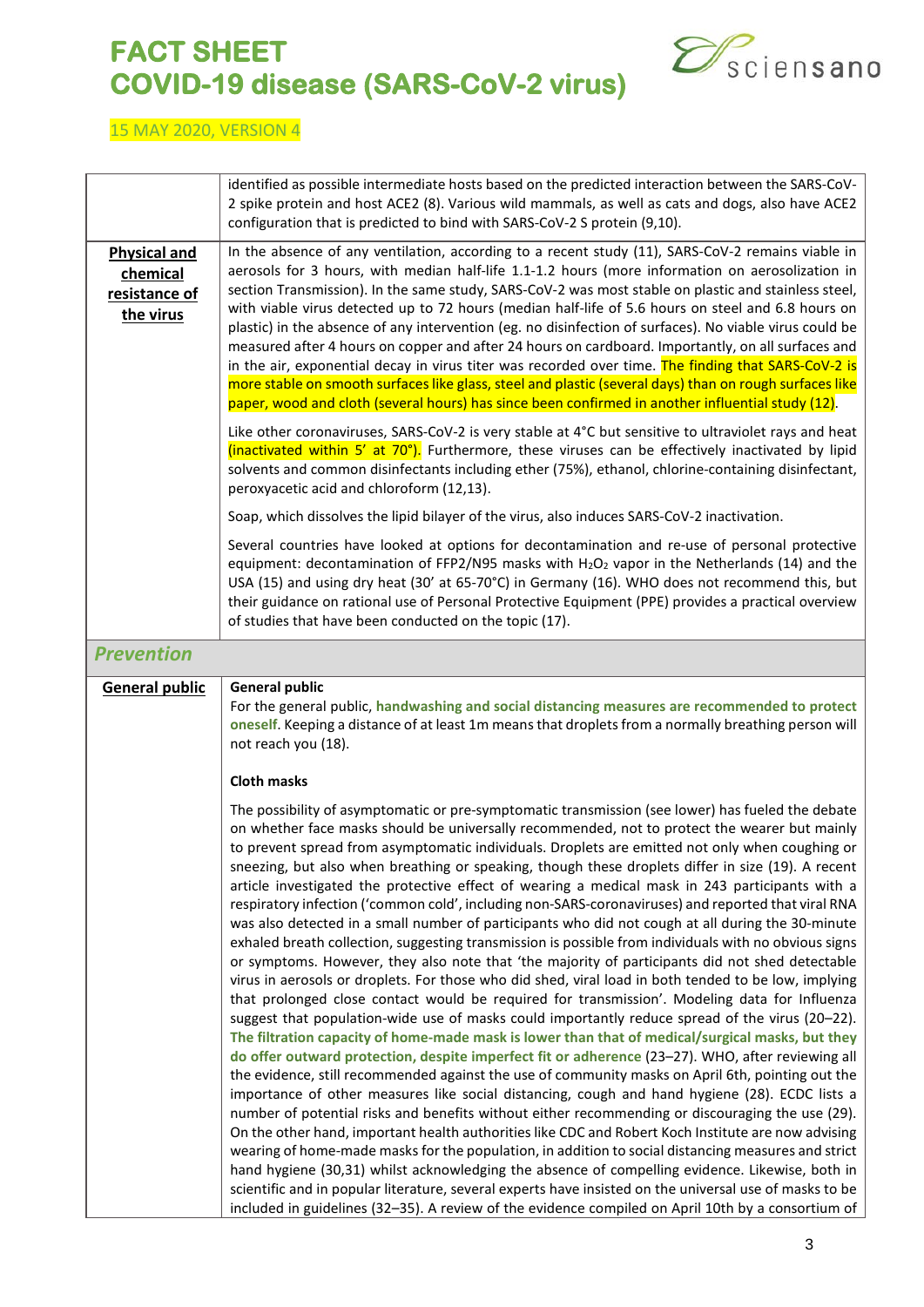| | |
|---|---|
| | identified as possible intermediate hosts based on the predicted interaction between the SARS-CoV-2 spike protein and host ACE2 (8). Various wild mammals, as well as cats and dogs, also have ACE2 configuration that is predicted to bind with SARS-CoV-2 S protein (9,10). |
| **Physical and chemical resistance of the virus** | In the absence of any ventilation, according to a recent study (11), SARS-CoV-2 remains viable in aerosols for 3 hours, with median half-life 1.1-1.2 hours (more information on aerosolization in section Transmission). In the same study, SARS-CoV-2 was most stable on plastic and stainless steel, with viable virus detected up to 72 hours (median half-life of 5.6 hours on steel and 6.8 hours on plastic) in the absence of any intervention (eg. no disinfection of surfaces). No viable virus could be measured after 4 hours on copper and after 24 hours on cardboard. Importantly, on all surfaces and in the air, exponential decay in virus titer was recorded over time. The finding that SARS-CoV-2 is more stable on smooth surfaces like glass, steel and plastic (several days) than on rough surfaces like paper, wood and cloth (several hours) has since been confirmed in another influential study (12).<br><br>Like other coronaviruses, SARS-CoV-2 is very stable at 4°C but sensitive to ultraviolet rays and heat (inactivated within 5' at 70°). Furthermore, these viruses can be effectively inactivated by lipid solvents and common disinfectants including ether (75%), ethanol, chlorine-containing disinfectant, peroxyacetic acid and chloroform (12,13).<br><br>Soap, which dissolves the lipid bilayer of the virus, also induces SARS-CoV-2 inactivation.<br><br>Several countries have looked at options for decontamination and re-use of personal protective equipment: decontamination of FFP2/N95 masks with $H_2O_2$ vapor in the Netherlands (14) and the USA (15) and using dry heat (30' at 65-70°C) in Germany (16). WHO does not recommend this, but their guidance on rational use of Personal Protective Equipment (PPE) provides a practical overview of studies that have been conducted on the topic (17). |
| ***Prevention*** | |
| **General public** | **General public**<br>For the general public, **handwashing and social distancing measures are recommended to protect oneself**. Keeping a distance of at least 1m means that droplets from a normally breathing person will not reach you (18).<br><br>**Cloth masks**<br><br>The possibility of asymptomatic or pre-symptomatic transmission (see lower) has fueled the debate on whether face masks should be universally recommended, not to protect the wearer but mainly to prevent spread from asymptomatic individuals. Droplets are emitted not only when coughing or sneezing, but also when breathing or speaking, though these droplets differ in size (19). A recent article investigated the protective effect of wearing a medical mask in 243 participants with a respiratory infection ('common cold', including non-SARS-coronaviruses) and reported that viral RNA was also detected in a small number of participants who did not cough at all during the 30-minute exhaled breath collection, suggesting transmission is possible from individuals with no obvious signs or symptoms. However, they also note that 'the majority of participants did not shed detectable virus in aerosols or droplets. For those who did shed, viral load in both tended to be low, implying that prolonged close contact would be required for transmission'. Modeling data for Influenza suggest that population-wide use of masks could importantly reduce spread of the virus (20–22). **The filtration capacity of home-made mask is lower than that of medical/surgical masks, but they do offer outward protection, despite imperfect fit or adherence** (23–27). WHO, after reviewing all the evidence, still recommended against the use of community masks on April 6th, pointing out the importance of other measures like social distancing, cough and hand hygiene (28). ECDC lists a number of potential risks and benefits without either recommending or discouraging the use (29). On the other hand, important health authorities like CDC and Robert Koch Institute are now advising wearing of home-made masks for the population, in addition to social distancing measures and strict hand hygiene (30,31) whilst acknowledging the absence of compelling evidence. Likewise, both in scientific and in popular literature, several experts have insisted on the universal use of masks to be included in guidelines (32–35). A review of the evidence compiled on April 10th by a consortium of |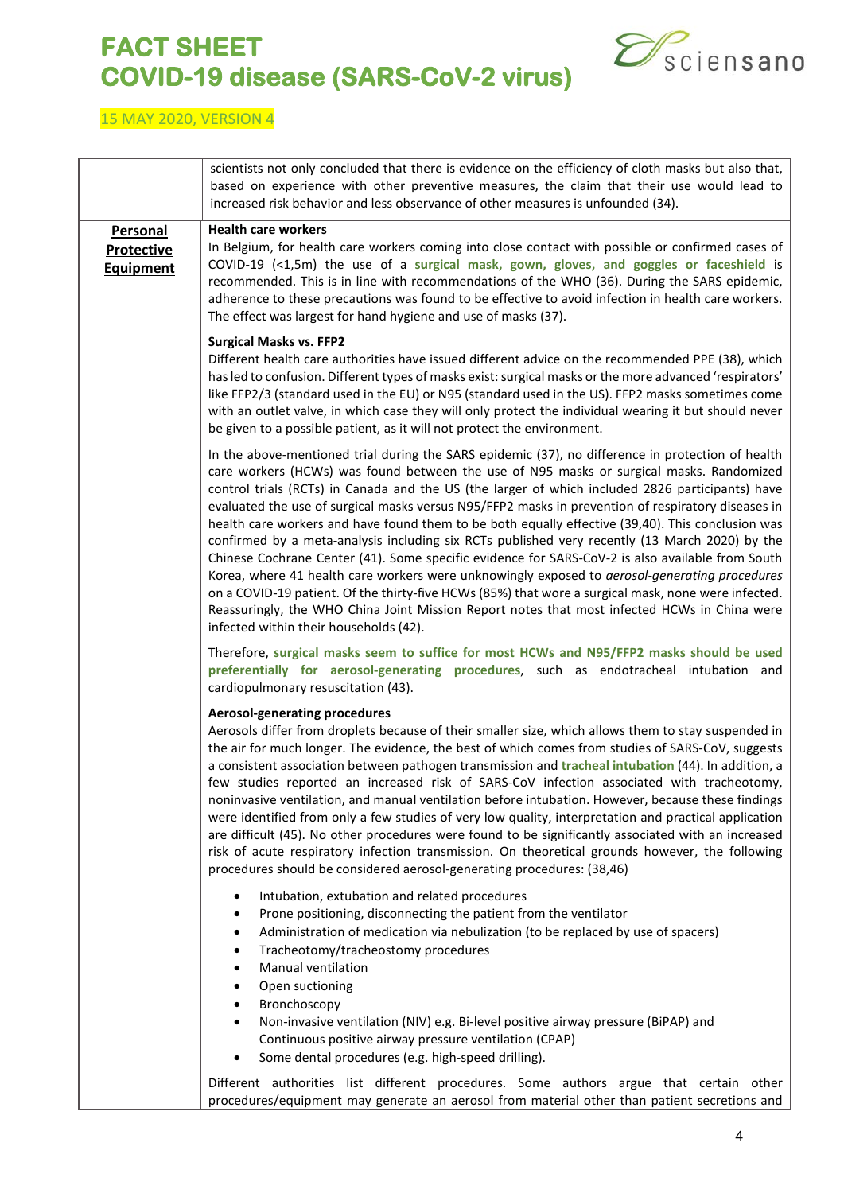| | |
|---|---|
| | scientists not only concluded that there is evidence on the efficiency of cloth masks but also that, based on experience with other preventive measures, the claim that their use would lead to increased risk behavior and less observance of other measures is unfounded (34). |
| **Personal Protective Equipment** | **Health care workers**<br>In Belgium, for health care workers coming into close contact with possible or confirmed cases of COVID-19 (<1,5m) the use of a **surgical mask, gown, gloves, and goggles or faceshield** is recommended. This is in line with recommendations of the WHO (36). During the SARS epidemic, adherence to these precautions was found to be effective to avoid infection in health care workers. The effect was largest for hand hygiene and use of masks (37).<br><br>**Surgical Masks vs. FFP2**<br>Different health care authorities have issued different advice on the recommended PPE (38), which has led to confusion. Different types of masks exist: surgical masks or the more advanced 'respirators' like FFP2/3 (standard used in the EU) or N95 (standard used in the US). FFP2 masks sometimes come with an outlet valve, in which case they will only protect the individual wearing it but should never be given to a possible patient, as it will not protect the environment.<br><br>In the above-mentioned trial during the SARS epidemic (37), no difference in protection of health care workers (HCWs) was found between the use of N95 masks or surgical masks. Randomized control trials (RCTs) in Canada and the US (the larger of which included 2826 participants) have evaluated the use of surgical masks versus N95/FFP2 masks in prevention of respiratory diseases in health care workers and have found them to be both equally effective (39,40). This conclusion was confirmed by a meta-analysis including six RCTs published very recently (13 March 2020) by the Chinese Cochrane Center (41). Some specific evidence for SARS-CoV-2 is also available from South Korea, where 41 health care workers were unknowingly exposed to *aerosol-generating procedures* on a COVID-19 patient. Of the thirty-five HCWs (85%) that wore a surgical mask, none were infected. Reassuringly, the WHO China Joint Mission Report notes that most infected HCWs in China were infected within their households (42).<br><br>Therefore, **surgical masks seem to suffice for most HCWs and N95/FFP2 masks should be used preferentially for aerosol-generating procedures**, such as endotracheal intubation and cardiopulmonary resuscitation (43).<br><br>**Aerosol-generating procedures**<br>Aerosols differ from droplets because of their smaller size, which allows them to stay suspended in the air for much longer. The evidence, the best of which comes from studies of SARS-CoV, suggests a consistent association between pathogen transmission and **tracheal intubation** (44). In addition, a few studies reported an increased risk of SARS-CoV infection associated with tracheotomy, noninvasive ventilation, and manual ventilation before intubation. However, because these findings were identified from only a few studies of very low quality, interpretation and practical application are difficult (45). No other procedures were found to be significantly associated with an increased risk of acute respiratory infection transmission. On theoretical grounds however, the following procedures should be considered aerosol-generating procedures: (38,46)<br><br>• Intubation, extubation and related procedures<br>• Prone positioning, disconnecting the patient from the ventilator<br>• Administration of medication via nebulization (to be replaced by use of spacers)<br>• Tracheotomy/tracheostomy procedures<br>• Manual ventilation<br>• Open suctioning<br>• Bronchoscopy<br>• Non-invasive ventilation (NIV) e.g. Bi-level positive airway pressure (BiPAP) and Continuous positive airway pressure ventilation (CPAP)<br>• Some dental procedures (e.g. high-speed drilling).<br><br>Different authorities list different procedures. Some authors argue that certain other procedures/equipment may generate an aerosol from material other than patient secretions and |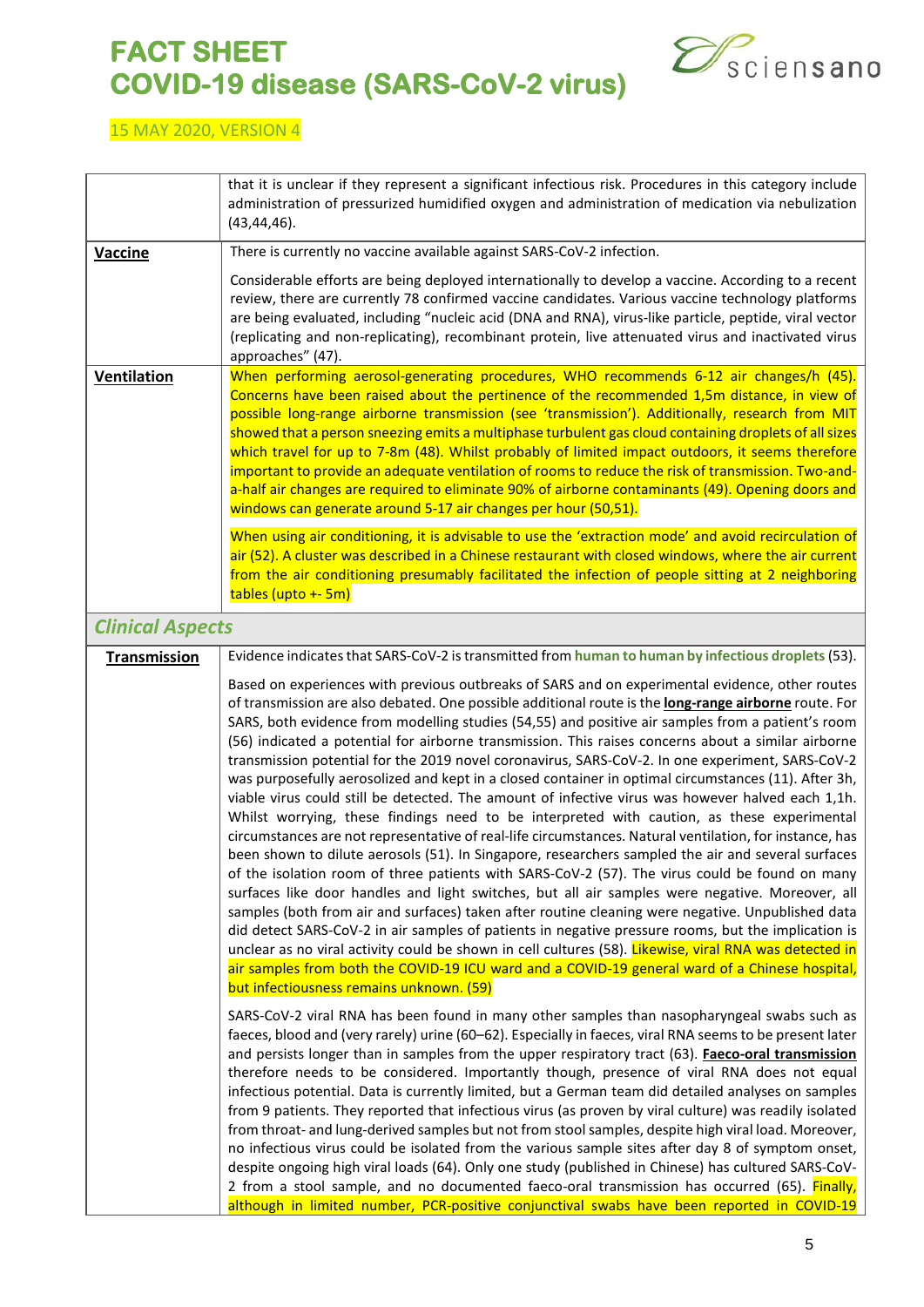| | |
|---|---|
| | that it is unclear if they represent a significant infectious risk. Procedures in this category include administration of pressurized humidified oxygen and administration of medication via nebulization (43,44,46). |
| **Vaccine** | There is currently no vaccine available against SARS-CoV-2 infection.<br><br>Considerable efforts are being deployed internationally to develop a vaccine. According to a recent review, there are currently 78 confirmed vaccine candidates. Various vaccine technology platforms are being evaluated, including "nucleic acid (DNA and RNA), virus-like particle, peptide, viral vector (replicating and non-replicating), recombinant protein, live attenuated virus and inactivated virus approaches" (47). |
| **Ventilation** | When performing aerosol-generating procedures, WHO recommends 6-12 air changes/h (45). Concerns have been raised about the pertinence of the recommended 1,5m distance, in view of possible long-range airborne transmission (see 'transmission'). Additionally, research from MIT showed that a person sneezing emits a multiphase turbulent gas cloud containing droplets of all sizes which travel for up to 7-8m (48). Whilst probably of limited impact outdoors, it seems therefore important to provide an adequate ventilation of rooms to reduce the risk of transmission. Two-and-a-half air changes are required to eliminate 90% of airborne contaminants (49). Opening doors and windows can generate around 5-17 air changes per hour (50,51).<br><br>When using air conditioning, it is advisable to use the 'extraction mode' and avoid recirculation of air (52). A cluster was described in a Chinese restaurant with closed windows, where the air current from the air conditioning presumably facilitated the infection of people sitting at 2 neighboring tables (upto +- 5m) |
| ***Clinical Aspects*** | |
| **Transmission** | Evidence indicates that SARS-CoV-2 is transmitted from **human to human by infectious droplets** (53).<br><br>Based on experiences with previous outbreaks of SARS and on experimental evidence, other routes of transmission are also debated. One possible additional route is the **long-range airborne** route. For SARS, both evidence from modelling studies (54,55) and positive air samples from a patient's room (56) indicated a potential for airborne transmission. This raises concerns about a similar airborne transmission potential for the 2019 novel coronavirus, SARS-CoV-2. In one experiment, SARS-CoV-2 was purposefully aerosolized and kept in a closed container in optimal circumstances (11). After 3h, viable virus could still be detected. The amount of infective virus was however halved each 1,1h. Whilst worrying, these findings need to be interpreted with caution, as these experimental circumstances are not representative of real-life circumstances. Natural ventilation, for instance, has been shown to dilute aerosols (51). In Singapore, researchers sampled the air and several surfaces of the isolation room of three patients with SARS-CoV-2 (57). The virus could be found on many surfaces like door handles and light switches, but all air samples were negative. Moreover, all samples (both from air and surfaces) taken after routine cleaning were negative. Unpublished data did detect SARS-CoV-2 in air samples of patients in negative pressure rooms, but the implication is unclear as no viral activity could be shown in cell cultures (58). Likewise, viral RNA was detected in air samples from both the COVID-19 ICU ward and a COVID-19 general ward of a Chinese hospital, but infectiousness remains unknown. (59)<br><br>SARS-CoV-2 viral RNA has been found in many other samples than nasopharyngeal swabs such as faeces, blood and (very rarely) urine (60–62). Especially in faeces, viral RNA seems to be present later and persists longer than in samples from the upper respiratory tract (63). **Faeco-oral transmission** therefore needs to be considered. Importantly though, presence of viral RNA does not equal infectious potential. Data is currently limited, but a German team did detailed analyses on samples from 9 patients. They reported that infectious virus (as proven by viral culture) was readily isolated from throat- and lung-derived samples but not from stool samples, despite high viral load. Moreover, no infectious virus could be isolated from the various sample sites after day 8 of symptom onset, despite ongoing high viral loads (64). Only one study (published in Chinese) has cultured SARS-CoV-2 from a stool sample, and no documented faeco-oral transmission has occurred (65). Finally, although in limited number, PCR-positive conjunctival swabs have been reported in COVID-19 |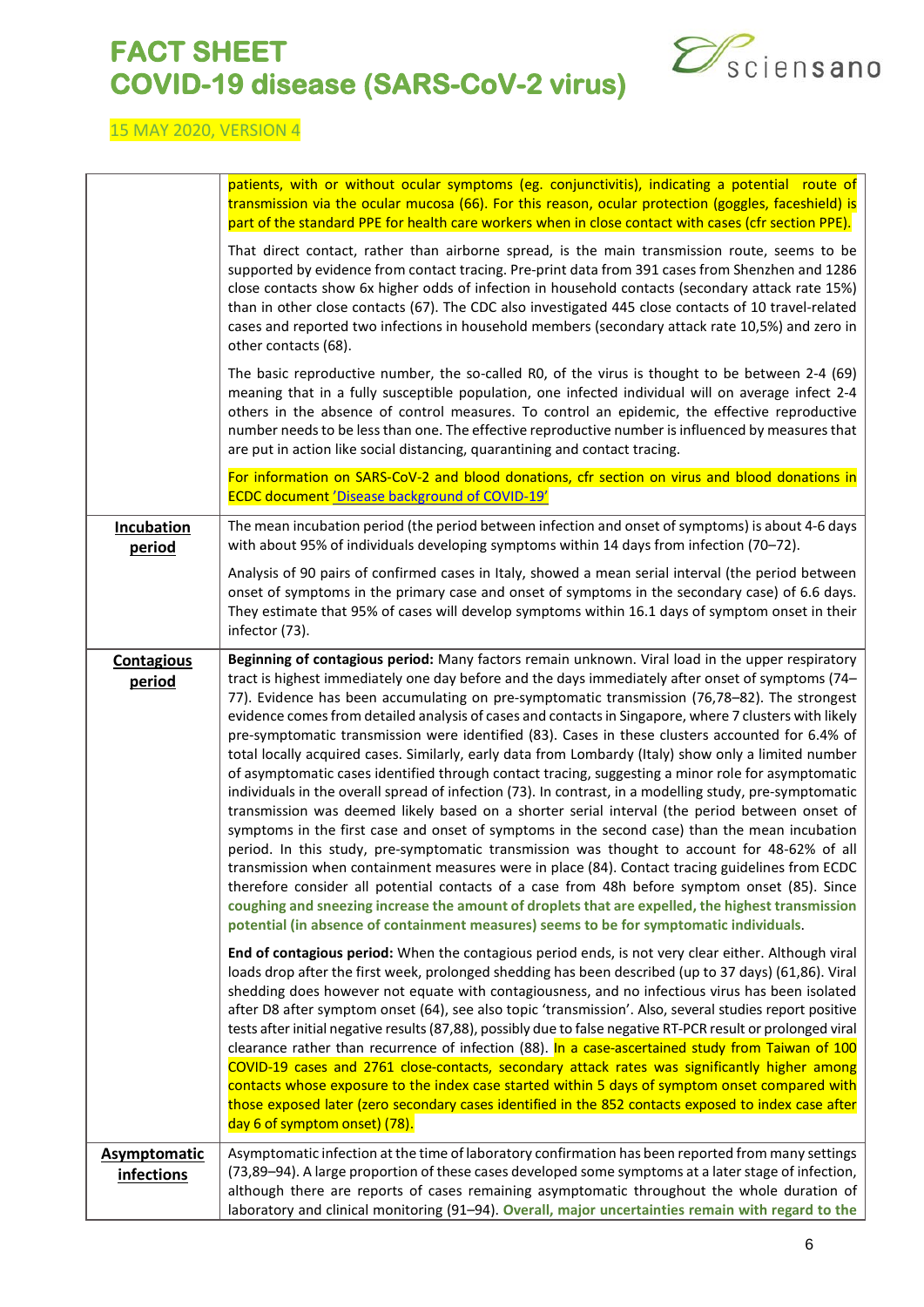| | |
|---|---|
| | patients, with or without ocular symptoms (eg. conjunctivitis), indicating a potential route of transmission via the ocular mucosa (66). For this reason, ocular protection (goggles, faceshield) is part of the standard PPE for health care workers when in close contact with cases (cfr section PPE).<br><br>That direct contact, rather than airborne spread, is the main transmission route, seems to be supported by evidence from contact tracing. Pre-print data from 391 cases from Shenzhen and 1286 close contacts show 6x higher odds of infection in household contacts (secondary attack rate 15%) than in other close contacts (67). The CDC also investigated 445 close contacts of 10 travel-related cases and reported two infections in household members (secondary attack rate 10,5%) and zero in other contacts (68).<br><br>The basic reproductive number, the so-called R0, of the virus is thought to be between 2-4 (69) meaning that in a fully susceptible population, one infected individual will on average infect 2-4 others in the absence of control measures. To control an epidemic, the effective reproductive number needs to be less than one. The effective reproductive number is influenced by measures that are put in action like social distancing, quarantining and contact tracing.<br><br>For information on SARS-CoV-2 and blood donations, cfr section on virus and blood donations in ECDC document 'Disease background of COVID-19' |
| **Incubation period** | The mean incubation period (the period between infection and onset of symptoms) is about 4-6 days with about 95% of individuals developing symptoms within 14 days from infection (70–72).<br><br>Analysis of 90 pairs of confirmed cases in Italy, showed a mean serial interval (the period between onset of symptoms in the primary case and onset of symptoms in the secondary case) of 6.6 days. They estimate that 95% of cases will develop symptoms within 16.1 days of symptom onset in their infector (73). |
| **Contagious period** | **Beginning of contagious period:** Many factors remain unknown. Viral load in the upper respiratory tract is highest immediately one day before and the days immediately after onset of symptoms (74–77). Evidence has been accumulating on pre-symptomatic transmission (76,78–82). The strongest evidence comes from detailed analysis of cases and contacts in Singapore, where 7 clusters with likely pre-symptomatic transmission were identified (83). Cases in these clusters accounted for 6.4% of total locally acquired cases. Similarly, early data from Lombardy (Italy) show only a limited number of asymptomatic cases identified through contact tracing, suggesting a minor role for asymptomatic individuals in the overall spread of infection (73). In contrast, in a modelling study, pre-symptomatic transmission was deemed likely based on a shorter serial interval (the period between onset of symptoms in the first case and onset of symptoms in the second case) than the mean incubation period. In this study, pre-symptomatic transmission was thought to account for 48-62% of all transmission when containment measures were in place (84). Contact tracing guidelines from ECDC therefore consider all potential contacts of a case from 48h before symptom onset (85). Since **coughing and sneezing increase the amount of droplets that are expelled, the highest transmission potential (in absence of containment measures) seems to be for symptomatic individuals**.<br><br>**End of contagious period:** When the contagious period ends, is not very clear either. Although viral loads drop after the first week, prolonged shedding has been described (up to 37 days) (61,86). Viral shedding does however not equate with contagiousness, and no infectious virus has been isolated after D8 after symptom onset (64), see also topic 'transmission'. Also, several studies report positive tests after initial negative results (87,88), possibly due to false negative RT-PCR result or prolonged viral clearance rather than recurrence of infection (88). In a case-ascertained study from Taiwan of 100 COVID-19 cases and 2761 close-contacts, secondary attack rates was significantly higher among contacts whose exposure to the index case started within 5 days of symptom onset compared with those exposed later (zero secondary cases identified in the 852 contacts exposed to index case after day 6 of symptom onset) (78). |
| **Asymptomatic infections** | Asymptomatic infection at the time of laboratory confirmation has been reported from many settings (73,89–94). A large proportion of these cases developed some symptoms at a later stage of infection, although there are reports of cases remaining asymptomatic throughout the whole duration of laboratory and clinical monitoring (91–94). **Overall, major uncertainties remain with regard to the** |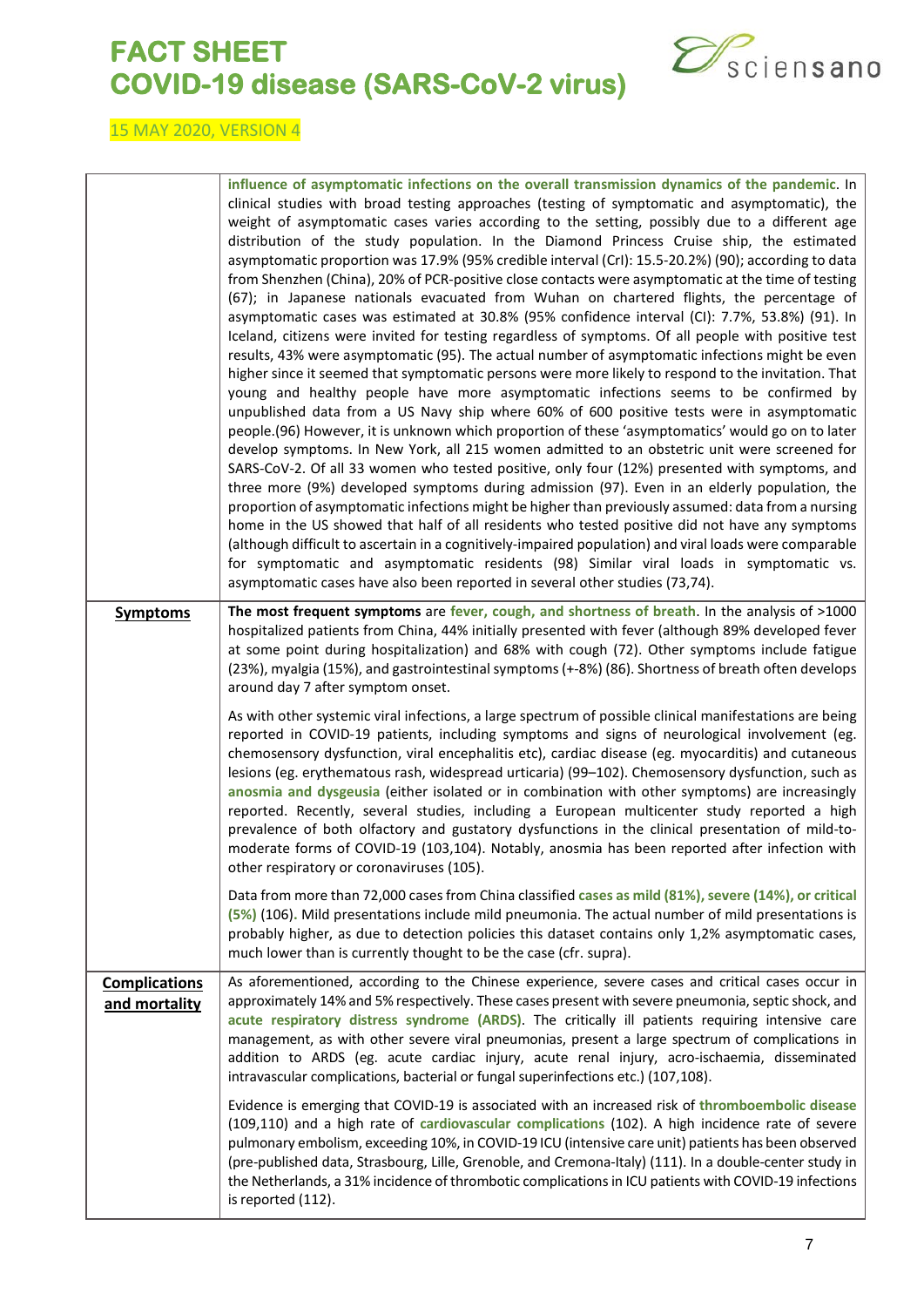| | |
|---|---|
| | **influence of asymptomatic infections on the overall transmission dynamics of the pandemic**. In clinical studies with broad testing approaches (testing of symptomatic and asymptomatic), the weight of asymptomatic cases varies according to the setting, possibly due to a different age distribution of the study population. In the Diamond Princess Cruise ship, the estimated asymptomatic proportion was 17.9% (95% credible interval (CrI): 15.5-20.2%) (90); according to data from Shenzhen (China), 20% of PCR-positive close contacts were asymptomatic at the time of testing (67); in Japanese nationals evacuated from Wuhan on chartered flights, the percentage of asymptomatic cases was estimated at 30.8% (95% confidence interval (CI): 7.7%, 53.8%) (91). In Iceland, citizens were invited for testing regardless of symptoms. Of all people with positive test results, 43% were asymptomatic (95). The actual number of asymptomatic infections might be even higher since it seemed that symptomatic persons were more likely to respond to the invitation. That young and healthy people have more asymptomatic infections seems to be confirmed by unpublished data from a US Navy ship where 60% of 600 positive tests were in asymptomatic people.(96) However, it is unknown which proportion of these 'asymptomatics' would go on to later develop symptoms. In New York, all 215 women admitted to an obstetric unit were screened for SARS-CoV-2. Of all 33 women who tested positive, only four (12%) presented with symptoms, and three more (9%) developed symptoms during admission (97). Even in an elderly population, the proportion of asymptomatic infections might be higher than previously assumed: data from a nursing home in the US showed that half of all residents who tested positive did not have any symptoms (although difficult to ascertain in a cognitively-impaired population) and viral loads were comparable for symptomatic and asymptomatic residents (98) Similar viral loads in symptomatic vs. asymptomatic cases have also been reported in several other studies (73,74). |
| **Symptoms** | **The most frequent symptoms** are **fever, cough, and shortness of breath**. In the analysis of >1000 hospitalized patients from China, 44% initially presented with fever (although 89% developed fever at some point during hospitalization) and 68% with cough (72). Other symptoms include fatigue (23%), myalgia (15%), and gastrointestinal symptoms (+-8%) (86). Shortness of breath often develops around day 7 after symptom onset.<br><br>As with other systemic viral infections, a large spectrum of possible clinical manifestations are being reported in COVID-19 patients, including symptoms and signs of neurological involvement (eg. chemosensory dysfunction, viral encephalitis etc), cardiac disease (eg. myocarditis) and cutaneous lesions (eg. erythematous rash, widespread urticaria) (99–102). Chemosensory dysfunction, such as **anosmia and dysgeusia** (either isolated or in combination with other symptoms) are increasingly reported. Recently, several studies, including a European multicenter study reported a high prevalence of both olfactory and gustatory dysfunctions in the clinical presentation of mild-to-moderate forms of COVID-19 (103,104). Notably, anosmia has been reported after infection with other respiratory or coronaviruses (105).<br><br>Data from more than 72,000 cases from China classified **cases as mild (81%), severe (14%), or critical (5%)** (106). Mild presentations include mild pneumonia. The actual number of mild presentations is probably higher, as due to detection policies this dataset contains only 1,2% asymptomatic cases, much lower than is currently thought to be the case (cfr. supra). |
| **Complications and mortality** | As aforementioned, according to the Chinese experience, severe cases and critical cases occur in approximately 14% and 5% respectively. These cases present with severe pneumonia, septic shock, and **acute respiratory distress syndrome (ARDS)**. The critically ill patients requiring intensive care management, as with other severe viral pneumonias, present a large spectrum of complications in addition to ARDS (eg. acute cardiac injury, acute renal injury, acro-ischaemia, disseminated intravascular complications, bacterial or fungal superinfections etc.) (107,108).<br><br>Evidence is emerging that COVID-19 is associated with an increased risk of **thromboembolic disease** (109,110) and a high rate of **cardiovascular complications** (102). A high incidence rate of severe pulmonary embolism, exceeding 10%, in COVID-19 ICU (intensive care unit) patients has been observed (pre-published data, Strasbourg, Lille, Grenoble, and Cremona-Italy) (111). In a double-center study in the Netherlands, a 31% incidence of thrombotic complications in ICU patients with COVID-19 infections is reported (112). |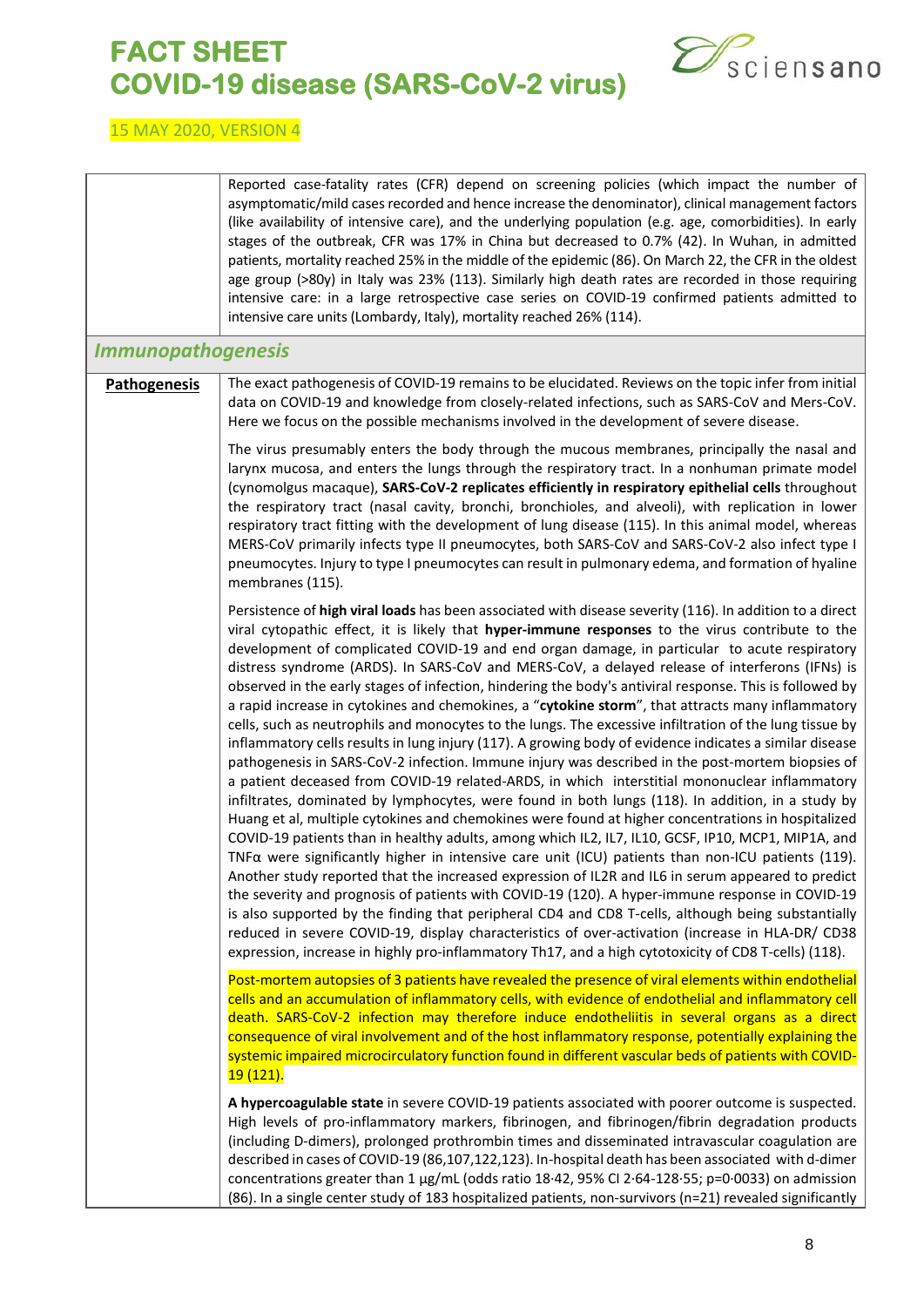Reported case-fatality rates (CFR) depend on screening policies (which impact the number of asymptomatic/mild cases recorded and hence increase the denominator), clinical management factors (like availability of intensive care), and the underlying population (e.g. age, comorbidities). In early stages of the outbreak, CFR was 17% in China but decreased to 0.7% (42). In Wuhan, in admitted patients, mortality reached 25% in the middle of the epidemic (86). On March 22, the CFR in the oldest age group (>80y) in Italy was 23% (113). Similarly high death rates are recorded in those requiring intensive care: in a large retrospective case series on COVID-19 confirmed patients admitted to intensive care units (Lombardy, Italy), mortality reached 26% (114).

## *Immunopathogenesis*

**Pathogenesis**

The exact pathogenesis of COVID-19 remains to be elucidated. Reviews on the topic infer from initial data on COVID-19 and knowledge from closely-related infections, such as SARS-CoV and Mers-CoV. Here we focus on the possible mechanisms involved in the development of severe disease.

The virus presumably enters the body through the mucous membranes, principally the nasal and larynx mucosa, and enters the lungs through the respiratory tract. In a nonhuman primate model (cynomolgus macaque), **SARS-CoV-2 replicates efficiently in respiratory epithelial cells** throughout the respiratory tract (nasal cavity, bronchi, bronchioles, and alveoli), with replication in lower respiratory tract fitting with the development of lung disease (115). In this animal model, whereas MERS-CoV primarily infects type II pneumocytes, both SARS-CoV and SARS-CoV-2 also infect type I pneumocytes. Injury to type I pneumocytes can result in pulmonary edema, and formation of hyaline membranes (115).

Persistence of **high viral loads** has been associated with disease severity (116). In addition to a direct viral cytopathic effect, it is likely that **hyper-immune responses** to the virus contribute to the development of complicated COVID-19 and end organ damage, in particular to acute respiratory distress syndrome (ARDS). In SARS-CoV and MERS-CoV, a delayed release of interferons (IFNs) is observed in the early stages of infection, hindering the body's antiviral response. This is followed by a rapid increase in cytokines and chemokines, a "**cytokine storm**", that attracts many inflammatory cells, such as neutrophils and monocytes to the lungs. The excessive infiltration of the lung tissue by inflammatory cells results in lung injury (117). A growing body of evidence indicates a similar disease pathogenesis in SARS-CoV-2 infection. Immune injury was described in the post-mortem biopsies of a patient deceased from COVID-19 related-ARDS, in which interstitial mononuclear inflammatory infiltrates, dominated by lymphocytes, were found in both lungs (118). In addition, in a study by Huang et al, multiple cytokines and chemokines were found at higher concentrations in hospitalized COVID-19 patients than in healthy adults, among which IL2, IL7, IL10, GCSF, IP10, MCP1, MIP1A, and TNFα were significantly higher in intensive care unit (ICU) patients than non-ICU patients (119). Another study reported that the increased expression of IL2R and IL6 in serum appeared to predict the severity and prognosis of patients with COVID-19 (120). A hyper-immune response in COVID-19 is also supported by the finding that peripheral CD4 and CD8 T-cells, although being substantially reduced in severe COVID-19, display characteristics of over-activation (increase in HLA-DR/ CD38 expression, increase in highly pro-inflammatory Th17, and a high cytotoxicity of CD8 T-cells) (118).

Post-mortem autopsies of 3 patients have revealed the presence of viral elements within endothelial cells and an accumulation of inflammatory cells, with evidence of endothelial and inflammatory cell death. SARS-CoV-2 infection may therefore induce endotheliitis in several organs as a direct consequence of viral involvement and of the host inflammatory response, potentially explaining the systemic impaired microcirculatory function found in different vascular beds of patients with COVID-19 (121).

**A hypercoagulable state** in severe COVID-19 patients associated with poorer outcome is suspected. High levels of pro-inflammatory markers, fibrinogen, and fibrinogen/fibrin degradation products (including D-dimers), prolonged prothrombin times and disseminated intravascular coagulation are described in cases of COVID-19 (86,107,122,123). In-hospital death has been associated with d-dimer concentrations greater than 1 µg/mL (odds ratio 18·42, 95% CI 2·64-128·55; p=0·0033) on admission (86). In a single center study of 183 hospitalized patients, non-survivors (n=21) revealed significantly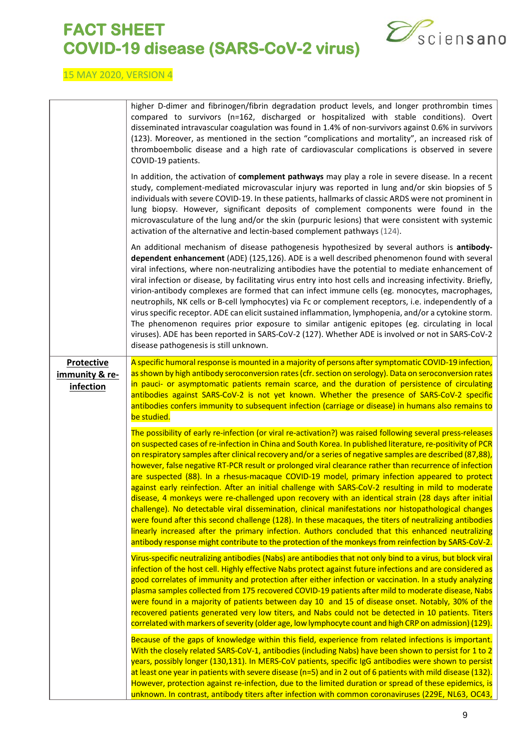| | |
|---|---|
| | higher D-dimer and fibrinogen/fibrin degradation product levels, and longer prothrombin times compared to survivors (n=162, discharged or hospitalized with stable conditions). Overt disseminated intravascular coagulation was found in 1.4% of non-survivors against 0.6% in survivors (123). Moreover, as mentioned in the section "complications and mortality", an increased risk of thromboembolic disease and a high rate of cardiovascular complications is observed in severe COVID-19 patients.<br><br>In addition, the activation of **complement pathways** may play a role in severe disease. In a recent study, complement-mediated microvascular injury was reported in lung and/or skin biopsies of 5 individuals with severe COVID-19. In these patients, hallmarks of classic ARDS were not prominent in lung biopsy. However, significant deposits of complement components were found in the microvasculature of the lung and/or the skin (purpuric lesions) that were consistent with systemic activation of the alternative and lectin-based complement pathways (124).<br><br>An additional mechanism of disease pathogenesis hypothesized by several authors is **antibody-dependent enhancement** (ADE) (125,126). ADE is a well described phenomenon found with several viral infections, where non-neutralizing antibodies have the potential to mediate enhancement of viral infection or disease, by facilitating virus entry into host cells and increasing infectivity. Briefly, virion-antibody complexes are formed that can infect immune cells (eg. monocytes, macrophages, neutrophils, NK cells or B-cell lymphocytes) via Fc or complement receptors, i.e. independently of a virus specific receptor. ADE can elicit sustained inflammation, lymphopenia, and/or a cytokine storm. The phenomenon requires prior exposure to similar antigenic epitopes (eg. circulating in local viruses). ADE has been reported in SARS-CoV-2 (127). Whether ADE is involved or not in SARS-CoV-2 disease pathogenesis is still unknown. |
| **Protective immunity & re-infection** | A specific humoral response is mounted in a majority of persons after symptomatic COVID-19 infection, as shown by high antibody seroconversion rates (cfr. section on serology). Data on seroconversion rates in pauci- or asymptomatic patients remain scarce, and the duration of persistence of circulating antibodies against SARS-CoV-2 is not yet known. Whether the presence of SARS-CoV-2 specific antibodies confers immunity to subsequent infection (carriage or disease) in humans also remains to be studied.<br><br>The possibility of early re-infection (or viral re-activation?) was raised following several press-releases on suspected cases of re-infection in China and South Korea. In published literature, re-positivity of PCR on respiratory samples after clinical recovery and/or a series of negative samples are described (87,88), however, false negative RT-PCR result or prolonged viral clearance rather than recurrence of infection are suspected (88). In a rhesus-macaque COVID-19 model, primary infection appeared to protect against early reinfection. After an initial challenge with SARS-CoV-2 resulting in mild to moderate disease, 4 monkeys were re-challenged upon recovery with an identical strain (28 days after initial challenge). No detectable viral dissemination, clinical manifestations nor histopathological changes were found after this second challenge (128). In these macaques, the titers of neutralizing antibodies linearly increased after the primary infection. Authors concluded that this enhanced neutralizing antibody response might contribute to the protection of the monkeys from reinfection by SARS-CoV-2.<br><br>Virus-specific neutralizing antibodies (Nabs) are antibodies that not only bind to a virus, but block viral infection of the host cell. Highly effective Nabs protect against future infections and are considered as good correlates of immunity and protection after either infection or vaccination. In a study analyzing plasma samples collected from 175 recovered COVID-19 patients after mild to moderate disease, Nabs were found in a majority of patients between day 10 and 15 of disease onset. Notably, 30% of the recovered patients generated very low titers, and Nabs could not be detected in 10 patients. Titers correlated with markers of severity (older age, low lymphocyte count and high CRP on admission) (129).<br><br>Because of the gaps of knowledge within this field, experience from related infections is important. With the closely related SARS-CoV-1, antibodies (including Nabs) have been shown to persist for 1 to 2 years, possibly longer (130,131). In MERS-CoV patients, specific IgG antibodies were shown to persist at least one year in patients with severe disease (n=5) and in 2 out of 6 patients with mild disease (132). However, protection against re-infection, due to the limited duration or spread of these epidemics, is unknown. In contrast, antibody titers after infection with common coronaviruses (229E, NL63, OC43, |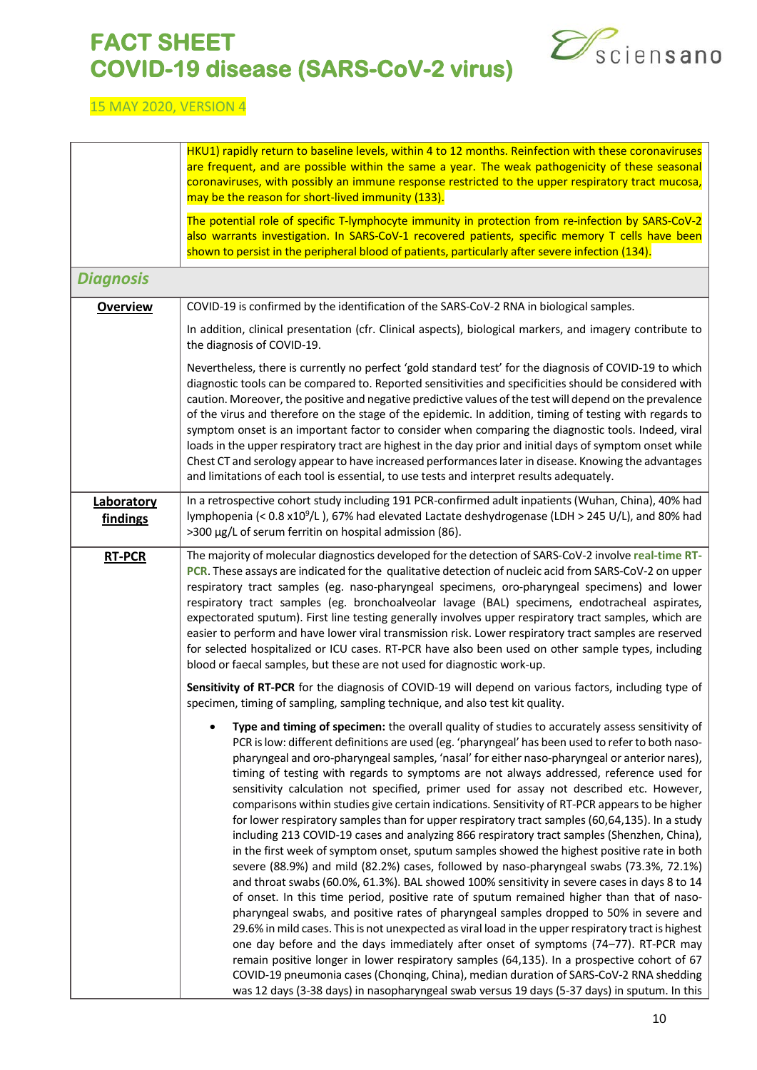| | |
|---|---|
| | HKU1) rapidly return to baseline levels, within 4 to 12 months. Reinfection with these coronaviruses are frequent, and are possible within the same a year. The weak pathogenicity of these seasonal coronaviruses, with possibly an immune response restricted to the upper respiratory tract mucosa, may be the reason for short-lived immunity (133).<br><br>The potential role of specific T-lymphocyte immunity in protection from re-infection by SARS-CoV-2 also warrants investigation. In SARS-CoV-1 recovered patients, specific memory T cells have been shown to persist in the peripheral blood of patients, particularly after severe infection (134). |
| ***Diagnosis*** | |
| **Overview** | COVID-19 is confirmed by the identification of the SARS-CoV-2 RNA in biological samples.<br><br>In addition, clinical presentation (cfr. Clinical aspects), biological markers, and imagery contribute to the diagnosis of COVID-19.<br><br>Nevertheless, there is currently no perfect 'gold standard test' for the diagnosis of COVID-19 to which diagnostic tools can be compared to. Reported sensitivities and specificities should be considered with caution. Moreover, the positive and negative predictive values of the test will depend on the prevalence of the virus and therefore on the stage of the epidemic. In addition, timing of testing with regards to symptom onset is an important factor to consider when comparing the diagnostic tools. Indeed, viral loads in the upper respiratory tract are highest in the day prior and initial days of symptom onset while Chest CT and serology appear to have increased performances later in disease. Knowing the advantages and limitations of each tool is essential, to use tests and interpret results adequately. |
| **Laboratory findings** | In a retrospective cohort study including 191 PCR-confirmed adult inpatients (Wuhan, China), 40% had lymphopenia (< 0.8 x$10^9$/L ), 67% had elevated Lactate deshydrogenase (LDH > 245 U/L), and 80% had >300 µg/L of serum ferritin on hospital admission (86). |
| **RT-PCR** | The majority of molecular diagnostics developed for the detection of SARS-CoV-2 involve **real-time RT-PCR**. These assays are indicated for the qualitative detection of nucleic acid from SARS-CoV-2 on upper respiratory tract samples (eg. naso-pharyngeal specimens, oro-pharyngeal specimens) and lower respiratory tract samples (eg. bronchoalveolar lavage (BAL) specimens, endotracheal aspirates, expectorated sputum). First line testing generally involves upper respiratory tract samples, which are easier to perform and have lower viral transmission risk. Lower respiratory tract samples are reserved for selected hospitalized or ICU cases. RT-PCR have also been used on other sample types, including blood or faecal samples, but these are not used for diagnostic work-up.<br><br>**Sensitivity of RT-PCR** for the diagnosis of COVID-19 will depend on various factors, including type of specimen, timing of sampling, sampling technique, and also test kit quality.<br><br>• **Type and timing of specimen:** the overall quality of studies to accurately assess sensitivity of PCR is low: different definitions are used (eg. 'pharyngeal' has been used to refer to both naso-pharyngeal and oro-pharyngeal samples, 'nasal' for either naso-pharyngeal or anterior nares), timing of testing with regards to symptoms are not always addressed, reference used for sensitivity calculation not specified, primer used for assay not described etc. However, comparisons within studies give certain indications. Sensitivity of RT-PCR appears to be higher for lower respiratory samples than for upper respiratory tract samples (60,64,135). In a study including 213 COVID-19 cases and analyzing 866 respiratory tract samples (Shenzhen, China), in the first week of symptom onset, sputum samples showed the highest positive rate in both severe (88.9%) and mild (82.2%) cases, followed by naso-pharyngeal swabs (73.3%, 72.1%) and throat swabs (60.0%, 61.3%). BAL showed 100% sensitivity in severe cases in days 8 to 14 of onset. In this time period, positive rate of sputum remained higher than that of naso-pharyngeal swabs, and positive rates of pharyngeal samples dropped to 50% in severe and 29.6% in mild cases. This is not unexpected as viral load in the upper respiratory tract is highest one day before and the days immediately after onset of symptoms (74–77). RT-PCR may remain positive longer in lower respiratory samples (64,135). In a prospective cohort of 67 COVID-19 pneumonia cases (Chonqing, China), median duration of SARS-CoV-2 RNA shedding was 12 days (3-38 days) in nasopharyngeal swab versus 19 days (5-37 days) in sputum. In this |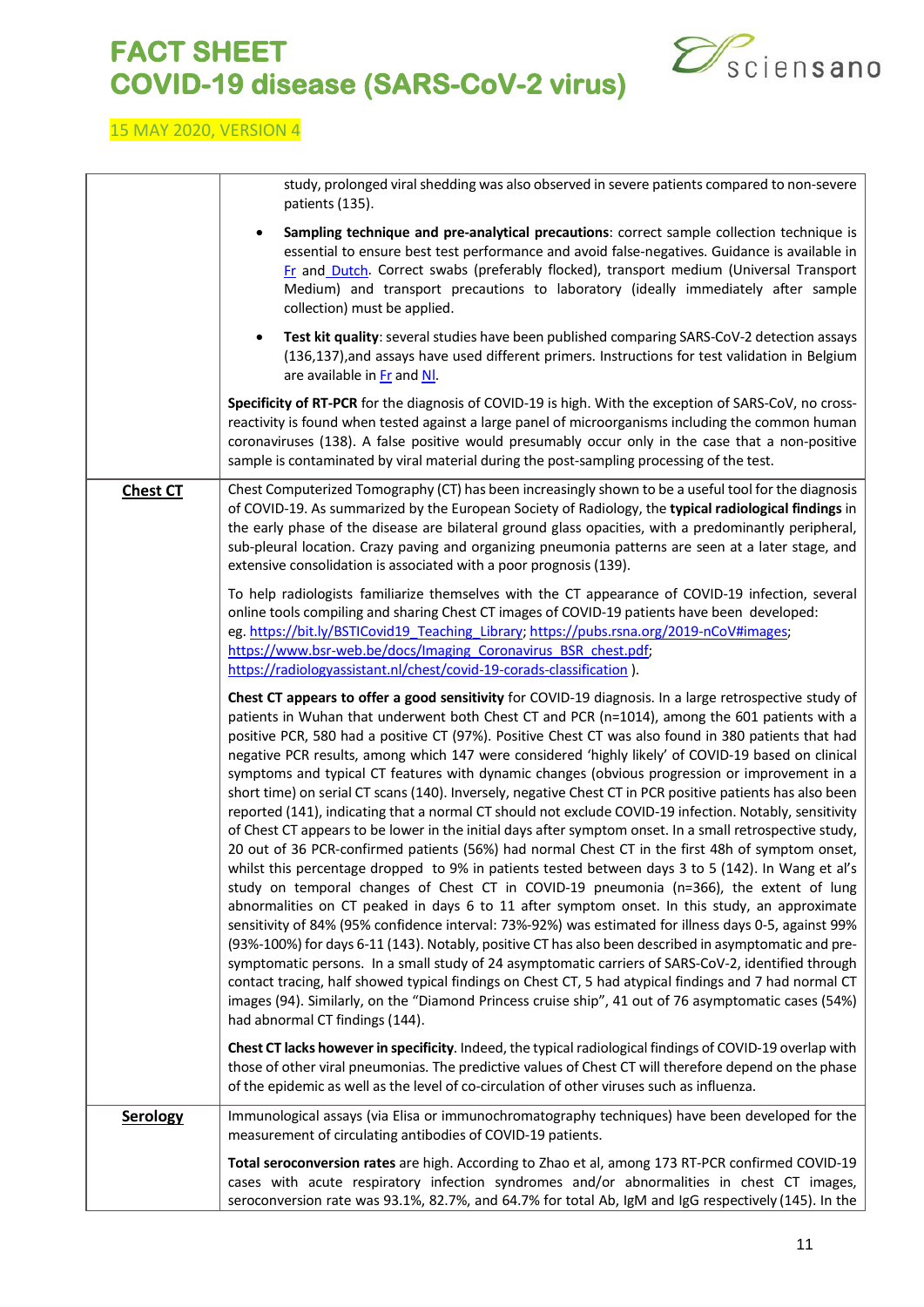| | |
|---|---|
| | study, prolonged viral shedding was also observed in severe patients compared to non-severe patients (135).<br><br>• **Sampling technique and pre-analytical precautions**: correct sample collection technique is essential to ensure best test performance and avoid false-negatives. Guidance is available in Fr and Dutch. Correct swabs (preferably flocked), transport medium (Universal Transport Medium) and transport precautions to laboratory (ideally immediately after sample collection) must be applied.<br><br>• **Test kit quality**: several studies have been published comparing SARS-CoV-2 detection assays (136,137),and assays have used different primers. Instructions for test validation in Belgium are available in Fr and Nl.<br><br>**Specificity of RT-PCR** for the diagnosis of COVID-19 is high. With the exception of SARS-CoV, no cross-reactivity is found when tested against a large panel of microorganisms including the common human coronaviruses (138). A false positive would presumably occur only in the case that a non-positive sample is contaminated by viral material during the post-sampling processing of the test. |
| **Chest CT** | Chest Computerized Tomography (CT) has been increasingly shown to be a useful tool for the diagnosis of COVID-19. As summarized by the European Society of Radiology, the **typical radiological findings** in the early phase of the disease are bilateral ground glass opacities, with a predominantly peripheral, sub-pleural location. Crazy paving and organizing pneumonia patterns are seen at a later stage, and extensive consolidation is associated with a poor prognosis (139).<br><br>To help radiologists familiarize themselves with the CT appearance of COVID-19 infection, several online tools compiling and sharing Chest CT images of COVID-19 patients have been developed: eg. https://bit.ly/BSTICovid19_Teaching_Library; https://pubs.rsna.org/2019-nCoV#images; https://www.bsr-web.be/docs/Imaging_Coronavirus_BSR_chest.pdf; https://radiologyassistant.nl/chest/covid-19-corads-classification ).<br><br>**Chest CT appears to offer a good sensitivity** for COVID-19 diagnosis. In a large retrospective study of patients in Wuhan that underwent both Chest CT and PCR (n=1014), among the 601 patients with a positive PCR, 580 had a positive CT (97%). Positive Chest CT was also found in 380 patients that had negative PCR results, among which 147 were considered 'highly likely' of COVID-19 based on clinical symptoms and typical CT features with dynamic changes (obvious progression or improvement in a short time) on serial CT scans (140). Inversely, negative Chest CT in PCR positive patients has also been reported (141), indicating that a normal CT should not exclude COVID-19 infection. Notably, sensitivity of Chest CT appears to be lower in the initial days after symptom onset. In a small retrospective study, 20 out of 36 PCR-confirmed patients (56%) had normal Chest CT in the first 48h of symptom onset, whilst this percentage dropped to 9% in patients tested between days 3 to 5 (142). In Wang et al's study on temporal changes of Chest CT in COVID-19 pneumonia (n=366), the extent of lung abnormalities on CT peaked in days 6 to 11 after symptom onset. In this study, an approximate sensitivity of 84% (95% confidence interval: 73%-92%) was estimated for illness days 0-5, against 99% (93%-100%) for days 6-11 (143). Notably, positive CT has also been described in asymptomatic and pre-symptomatic persons. In a small study of 24 asymptomatic carriers of SARS-CoV-2, identified through contact tracing, half showed typical findings on Chest CT, 5 had atypical findings and 7 had normal CT images (94). Similarly, on the "Diamond Princess cruise ship", 41 out of 76 asymptomatic cases (54%) had abnormal CT findings (144).<br><br>**Chest CT lacks however in specificity**. Indeed, the typical radiological findings of COVID-19 overlap with those of other viral pneumonias. The predictive values of Chest CT will therefore depend on the phase of the epidemic as well as the level of co-circulation of other viruses such as influenza. |
| **Serology** | Immunological assays (via Elisa or immunochromatography techniques) have been developed for the measurement of circulating antibodies of COVID-19 patients.<br><br>**Total seroconversion rates** are high. According to Zhao et al, among 173 RT-PCR confirmed COVID-19 cases with acute respiratory infection syndromes and/or abnormalities in chest CT images, seroconversion rate was 93.1%, 82.7%, and 64.7% for total Ab, IgM and IgG respectively (145). In the |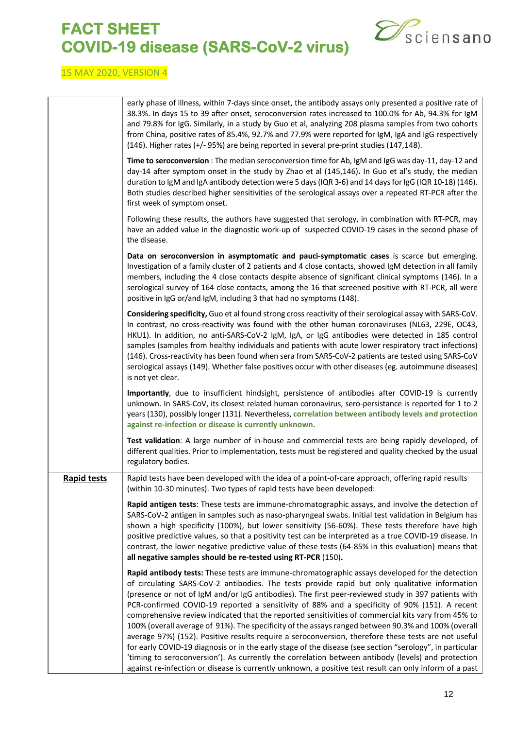| | |
|---|---|
| | early phase of illness, within 7-days since onset, the antibody assays only presented a positive rate of 38.3%. In days 15 to 39 after onset, seroconversion rates increased to 100.0% for Ab, 94.3% for IgM and 79.8% for IgG. Similarly, in a study by Guo et al, analyzing 208 plasma samples from two cohorts from China, positive rates of 85.4%, 92.7% and 77.9% were reported for IgM, IgA and IgG respectively (146). Higher rates (+/- 95%) are being reported in several pre-print studies (147,148).<br><br>**Time to seroconversion** : The median seroconversion time for Ab, IgM and IgG was day-11, day-12 and day-14 after symptom onset in the study by Zhao et al (145,146)**.** In Guo et al's study, the median duration to IgM and IgA antibody detection were 5 days (IQR 3-6) and 14 days for IgG (IQR 10-18) (146). Both studies described higher sensitivities of the serological assays over a repeated RT-PCR after the first week of symptom onset.<br><br>Following these results, the authors have suggested that serology, in combination with RT-PCR, may have an added value in the diagnostic work-up of suspected COVID-19 cases in the second phase of the disease.<br><br>**Data on seroconversion in asymptomatic and pauci-symptomatic cases** is scarce but emerging. Investigation of a family cluster of 2 patients and 4 close contacts, showed IgM detection in all family members, including the 4 close contacts despite absence of significant clinical symptoms (146). In a serological survey of 164 close contacts, among the 16 that screened positive with RT-PCR, all were positive in IgG or/and IgM, including 3 that had no symptoms (148).<br><br>**Considering specificity,** Guo et al found strong cross reactivity of their serological assay with SARS-CoV. In contrast, no cross-reactivity was found with the other human coronaviruses (NL63, 229E, OC43, HKU1). In addition, no anti-SARS-CoV-2 IgM, IgA, or IgG antibodies were detected in 185 control samples (samples from healthy individuals and patients with acute lower respiratory tract infections) (146). Cross-reactivity has been found when sera from SARS-CoV-2 patients are tested using SARS-CoV serological assays (149). Whether false positives occur with other diseases (eg. autoimmune diseases) is not yet clear.<br><br>**Importantly**, due to insufficient hindsight, persistence of antibodies after COVID-19 is currently unknown. In SARS-CoV, its closest related human coronavirus, sero-persistance is reported for 1 to 2 years (130), possibly longer (131). Nevertheless, **correlation between antibody levels and protection against re-infection or disease is currently unknown**.<br><br>**Test validation**: A large number of in-house and commercial tests are being rapidly developed, of different qualities. Prior to implementation, tests must be registered and quality checked by the usual regulatory bodies. |
| **Rapid tests** | Rapid tests have been developed with the idea of a point-of-care approach, offering rapid results (within 10-30 minutes). Two types of rapid tests have been developed:<br><br>**Rapid antigen tests**: These tests are immune-chromatographic assays, and involve the detection of SARS-CoV-2 antigen in samples such as naso-pharyngeal swabs. Initial test validation in Belgium has shown a high specificity (100%), but lower sensitivity (56-60%). These tests therefore have high positive predictive values, so that a positivity test can be interpreted as a true COVID-19 disease. In contrast, the lower negative predictive value of these tests (64-85% in this evaluation) means that **all negative samples should be re-tested using RT-PCR** (150)**.**<br><br>**Rapid antibody tests:** These tests are immune-chromatographic assays developed for the detection of circulating SARS-CoV-2 antibodies. The tests provide rapid but only qualitative information (presence or not of IgM and/or IgG antibodies). The first peer-reviewed study in 397 patients with PCR-confirmed COVID-19 reported a sensitivity of 88% and a specificity of 90% (151). A recent comprehensive review indicated that the reported sensitivities of commercial kits vary from 45% to 100% (overall average of 91%). The specificity of the assays ranged between 90.3% and 100% (overall average 97%) (152). Positive results require a seroconversion, therefore these tests are not useful for early COVID-19 diagnosis or in the early stage of the disease (see section "serology", in particular 'timing to seroconversion'). As currently the correlation between antibody (levels) and protection against re-infection or disease is currently unknown, a positive test result can only inform of a past |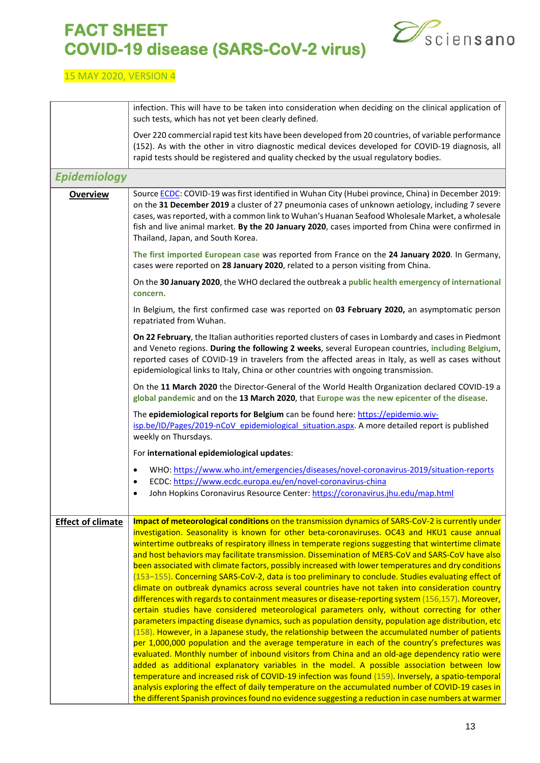infection. This will have to be taken into consideration when deciding on the clinical application of such tests, which has not yet been clearly defined.

Over 220 commercial rapid test kits have been developed from 20 countries, of variable performance (152). As with the other in vitro diagnostic medical devices developed for COVID-19 diagnosis, all rapid tests should be registered and quality checked by the usual regulatory bodies.

## *Epidemiology*

### Overview

Source ECDC: COVID-19 was first identified in Wuhan City (Hubei province, China) in December 2019: on the **31 December 2019** a cluster of 27 pneumonia cases of unknown aetiology, including 7 severe cases, was reported, with a common link to Wuhan's Huanan Seafood Wholesale Market, a wholesale fish and live animal market. **By the 20 January 2020**, cases imported from China were confirmed in Thailand, Japan, and South Korea.

**The first imported European case** was reported from France on the **24 January 2020**. In Germany, cases were reported on **28 January 2020**, related to a person visiting from China.

On the **30 January 2020**, the WHO declared the outbreak a **public health emergency of international concern**.

In Belgium, the first confirmed case was reported on **03 February 2020,** an asymptomatic person repatriated from Wuhan.

**On 22 February**, the Italian authorities reported clusters of cases in Lombardy and cases in Piedmont and Veneto regions. **During the following 2 weeks**, several European countries, **including Belgium**, reported cases of COVID-19 in travelers from the affected areas in Italy, as well as cases without epidemiological links to Italy, China or other countries with ongoing transmission.

On the **11 March 2020** the Director-General of the World Health Organization declared COVID-19 a **global pandemic** and on the **13 March 2020**, that **Europe was the new epicenter of the disease**.

The **epidemiological reports for Belgium** can be found here: https://epidemio.wiv-isp.be/ID/Pages/2019-nCoV_epidemiological_situation.aspx. A more detailed report is published weekly on Thursdays.

For **international epidemiological updates**:

- WHO: https://www.who.int/emergencies/diseases/novel-coronavirus-2019/situation-reports
- ECDC: https://www.ecdc.europa.eu/en/novel-coronavirus-china
- John Hopkins Coronavirus Resource Center: https://coronavirus.jhu.edu/map.html

### Effect of climate

**Impact of meteorological conditions** on the transmission dynamics of SARS-CoV-2 is currently under investigation. Seasonality is known for other beta-coronaviruses. OC43 and HKU1 cause annual wintertime outbreaks of respiratory illness in temperate regions suggesting that wintertime climate and host behaviors may facilitate transmission. Dissemination of MERS-CoV and SARS-CoV have also been associated with climate factors, possibly increased with lower temperatures and dry conditions (153–155). Concerning SARS-CoV-2, data is too preliminary to conclude. Studies evaluating effect of climate on outbreak dynamics across several countries have not taken into consideration country differences with regards to containment measures or disease-reporting system (156,157). Moreover, certain studies have considered meteorological parameters only, without correcting for other parameters impacting disease dynamics, such as population density, population age distribution, etc (158). However, in a Japanese study, the relationship between the accumulated number of patients per 1,000,000 population and the average temperature in each of the country's prefectures was evaluated. Monthly number of inbound visitors from China and an old-age dependency ratio were added as additional explanatory variables in the model. A possible association between low temperature and increased risk of COVID-19 infection was found (159). Inversely, a spatio-temporal analysis exploring the effect of daily temperature on the accumulated number of COVID-19 cases in the different Spanish provinces found no evidence suggesting a reduction in case numbers at warmer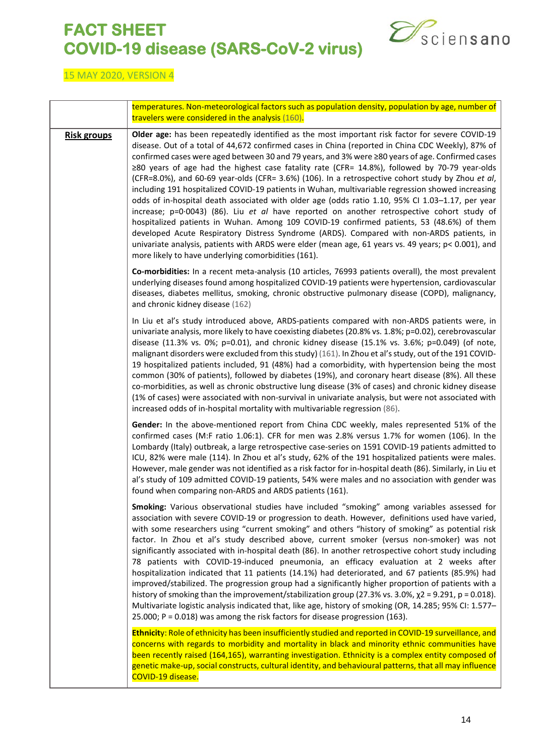| | |
|---|---|
| | temperatures. Non-meteorological factors such as population density, population by age, number of travelers were considered in the analysis (160). |
| **Risk groups** | **Older age:** has been repeatedly identified as the most important risk factor for severe COVID-19 disease. Out of a total of 44,672 confirmed cases in China (reported in China CDC Weekly), 87% of confirmed cases were aged between 30 and 79 years, and 3% were ≥80 years of age. Confirmed cases ≥80 years of age had the highest case fatality rate (CFR= 14.8%), followed by 70-79 year-olds (CFR=8.0%), and 60-69 year-olds (CFR= 3.6%) (106). In a retrospective cohort study by Zhou *et al*, including 191 hospitalized COVID-19 patients in Wuhan, multivariable regression showed increasing odds of in-hospital death associated with older age (odds ratio 1.10, 95% CI 1.03–1.17, per year increase; p=0·0043) (86). Liu *et al* have reported on another retrospective cohort study of hospitalized patients in Wuhan. Among 109 COVID-19 confirmed patients, 53 (48.6%) of them developed Acute Respiratory Distress Syndrome (ARDS). Compared with non-ARDS patients, in univariate analysis, patients with ARDS were elder (mean age, 61 years vs. 49 years; p< 0.001), and more likely to have underlying comorbidities (161).<br><br>**Co-morbidities:** In a recent meta-analysis (10 articles, 76993 patients overall), the most prevalent underlying diseases found among hospitalized COVID-19 patients were hypertension, cardiovascular diseases, diabetes mellitus, smoking, chronic obstructive pulmonary disease (COPD), malignancy, and chronic kidney disease (162)<br><br>In Liu et al's study introduced above, ARDS-patients compared with non-ARDS patients were, in univariate analysis, more likely to have coexisting diabetes (20.8% vs. 1.8%; p=0.02), cerebrovascular disease (11.3% vs. 0%; p=0.01), and chronic kidney disease (15.1% vs. 3.6%; p=0.049) (of note, malignant disorders were excluded from this study) (161). In Zhou et al's study, out of the 191 COVID-19 hospitalized patients included, 91 (48%) had a comorbidity, with hypertension being the most common (30% of patients), followed by diabetes (19%), and coronary heart disease (8%). All these co-morbidities, as well as chronic obstructive lung disease (3% of cases) and chronic kidney disease (1% of cases) were associated with non-survival in univariate analysis, but were not associated with increased odds of in-hospital mortality with multivariable regression (86).<br><br>**Gender:** In the above-mentioned report from China CDC weekly, males represented 51% of the confirmed cases (M:F ratio 1.06:1). CFR for men was 2.8% versus 1.7% for women (106). In the Lombardy (Italy) outbreak, a large retrospective case-series on 1591 COVID-19 patients admitted to ICU, 82% were male (114). In Zhou et al's study, 62% of the 191 hospitalized patients were males. However, male gender was not identified as a risk factor for in-hospital death (86). Similarly, in Liu et al's study of 109 admitted COVID-19 patients, 54% were males and no association with gender was found when comparing non-ARDS and ARDS patients (161).<br><br>**Smoking:** Various observational studies have included "smoking" among variables assessed for association with severe COVID-19 or progression to death. However, definitions used have varied, with some researchers using "current smoking" and others "history of smoking" as potential risk factor. In Zhou et al's study described above, current smoker (versus non-smoker) was not significantly associated with in-hospital death (86). In another retrospective cohort study including 78 patients with COVID-19-induced pneumonia, an efficacy evaluation at 2 weeks after hospitalization indicated that 11 patients (14.1%) had deteriorated, and 67 patients (85.9%) had improved/stabilized. The progression group had a significantly higher proportion of patients with a history of smoking than the improvement/stabilization group (27.3% vs. 3.0%, $\chi^2 = 9.291$, $p = 0.018$). Multivariate logistic analysis indicated that, like age, history of smoking (OR, 14.285; 95% CI: 1.577–25.000; P = 0.018) was among the risk factors for disease progression (163).<br><br>**Ethnicity**: Role of ethnicity has been insufficiently studied and reported in COVID-19 surveillance, and concerns with regards to morbidity and mortality in black and minority ethnic communities have been recently raised (164,165), warranting investigation. Ethnicity is a complex entity composed of genetic make-up, social constructs, cultural identity, and behavioural patterns, that all may influence COVID-19 disease. |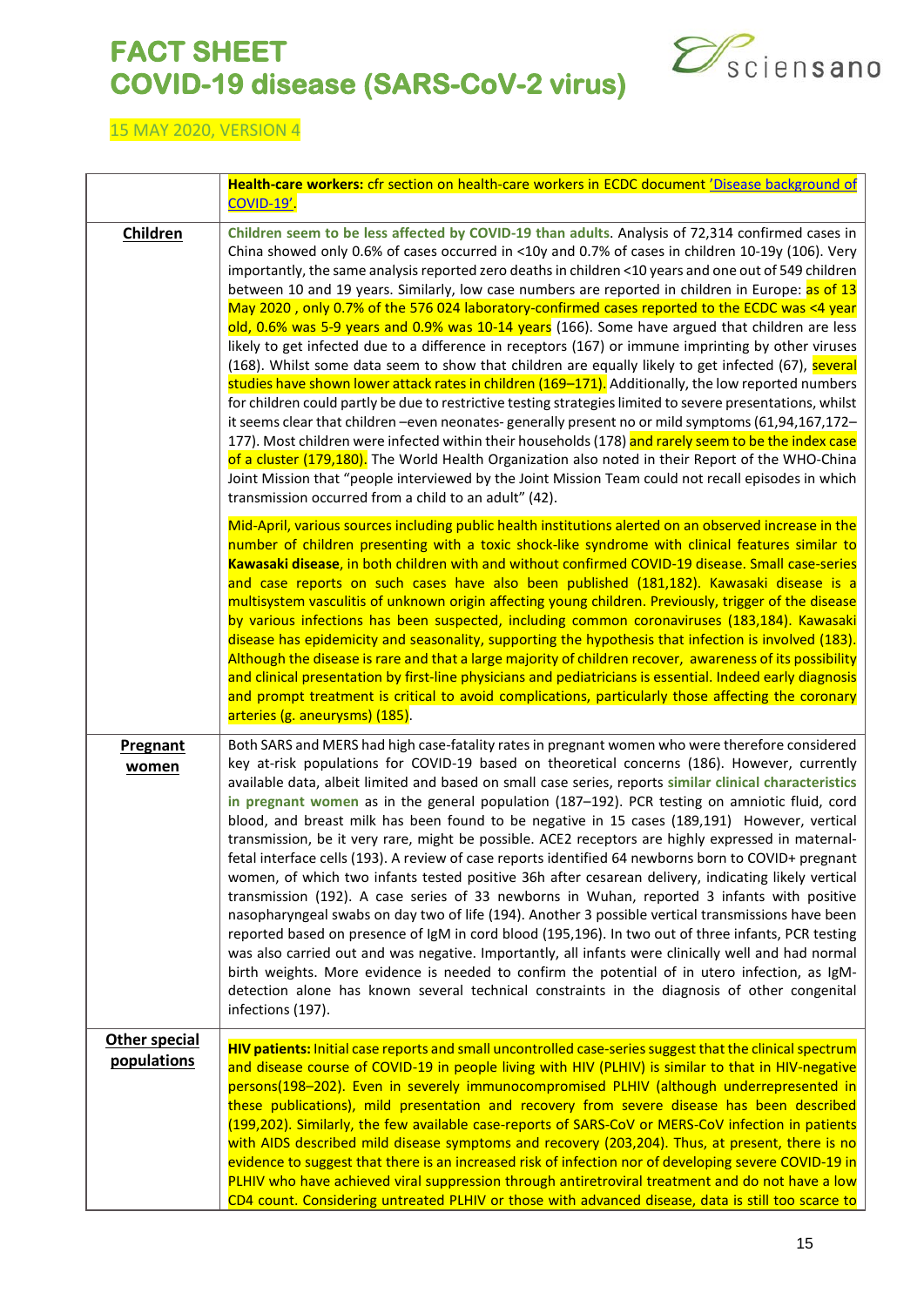| | |
|---|---|
| | **Health-care workers:** cfr section on health-care workers in ECDC document 'Disease background of COVID-19'. |
| **Children** | **Children seem to be less affected by COVID-19 than adults**. Analysis of 72,314 confirmed cases in China showed only 0.6% of cases occurred in <10y and 0.7% of cases in children 10-19y (106). Very importantly, the same analysis reported zero deaths in children <10 years and one out of 549 children between 10 and 19 years. Similarly, low case numbers are reported in children in Europe: as of 13 May 2020 , only 0.7% of the 576 024 laboratory-confirmed cases reported to the ECDC was <4 year old, 0.6% was 5-9 years and 0.9% was 10-14 years (166). Some have argued that children are less likely to get infected due to a difference in receptors (167) or immune imprinting by other viruses (168). Whilst some data seem to show that children are equally likely to get infected (67), several studies have shown lower attack rates in children (169–171). Additionally, the low reported numbers for children could partly be due to restrictive testing strategies limited to severe presentations, whilst it seems clear that children –even neonates- generally present no or mild symptoms (61,94,167,172–177). Most children were infected within their households (178) and rarely seem to be the index case of a cluster (179,180). The World Health Organization also noted in their Report of the WHO-China Joint Mission that "people interviewed by the Joint Mission Team could not recall episodes in which transmission occurred from a child to an adult" (42).<br><br>Mid-April, various sources including public health institutions alerted on an observed increase in the number of children presenting with a toxic shock-like syndrome with clinical features similar to **Kawasaki disease**, in both children with and without confirmed COVID-19 disease. Small case-series and case reports on such cases have also been published (181,182). Kawasaki disease is a multisystem vasculitis of unknown origin affecting young children. Previously, trigger of the disease by various infections has been suspected, including common coronaviruses (183,184). Kawasaki disease has epidemicity and seasonality, supporting the hypothesis that infection is involved (183). Although the disease is rare and that a large majority of children recover, awareness of its possibility and clinical presentation by first-line physicians and pediatricians is essential. Indeed early diagnosis and prompt treatment is critical to avoid complications, particularly those affecting the coronary arteries (g. aneurysms) (185). |
| **Pregnant women** | Both SARS and MERS had high case-fatality rates in pregnant women who were therefore considered key at-risk populations for COVID-19 based on theoretical concerns (186). However, currently available data, albeit limited and based on small case series, reports **similar clinical characteristics in pregnant women** as in the general population (187–192). PCR testing on amniotic fluid, cord blood, and breast milk has been found to be negative in 15 cases (189,191) However, vertical transmission, be it very rare, might be possible. ACE2 receptors are highly expressed in maternal-fetal interface cells (193). A review of case reports identified 64 newborns born to COVID+ pregnant women, of which two infants tested positive 36h after cesarean delivery, indicating likely vertical transmission (192). A case series of 33 newborns in Wuhan, reported 3 infants with positive nasopharyngeal swabs on day two of life (194). Another 3 possible vertical transmissions have been reported based on presence of IgM in cord blood (195,196). In two out of three infants, PCR testing was also carried out and was negative. Importantly, all infants were clinically well and had normal birth weights. More evidence is needed to confirm the potential of in utero infection, as IgM-detection alone has known several technical constraints in the diagnosis of other congenital infections (197). |
| **Other special populations** | **HIV patients:** Initial case reports and small uncontrolled case-series suggest that the clinical spectrum and disease course of COVID-19 in people living with HIV (PLHIV) is similar to that in HIV-negative persons(198–202). Even in severely immunocompromised PLHIV (although underrepresented in these publications), mild presentation and recovery from severe disease has been described (199,202). Similarly, the few available case-reports of SARS-CoV or MERS-CoV infection in patients with AIDS described mild disease symptoms and recovery (203,204). Thus, at present, there is no evidence to suggest that there is an increased risk of infection nor of developing severe COVID-19 in PLHIV who have achieved viral suppression through antiretroviral treatment and do not have a low CD4 count. Considering untreated PLHIV or those with advanced disease, data is still too scarce to |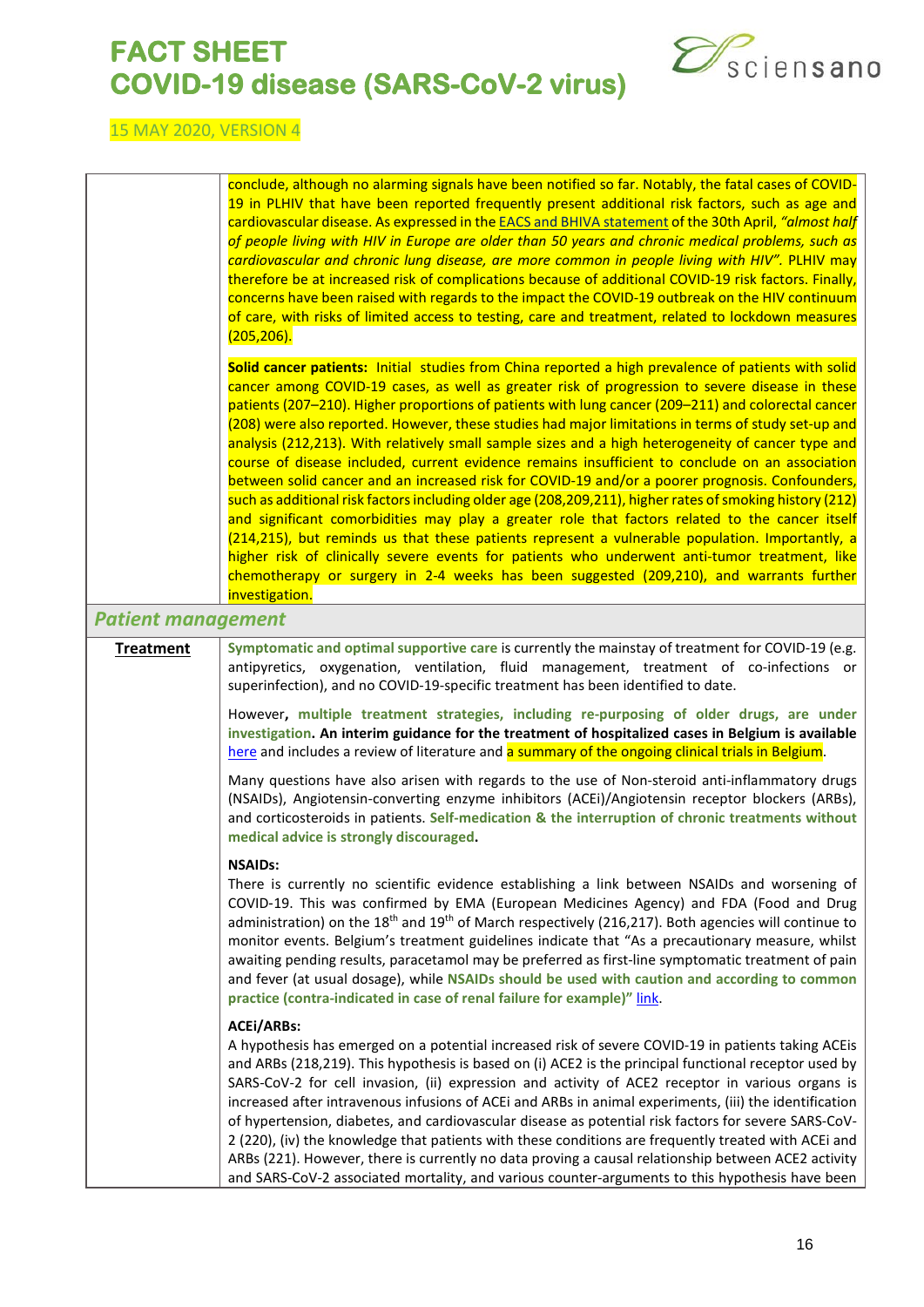| | |
|---|---|
| | conclude, although no alarming signals have been notified so far. Notably, the fatal cases of COVID-19 in PLHIV that have been reported frequently present additional risk factors, such as age and cardiovascular disease. As expressed in the EACS and BHIVA statement of the 30th April, *"almost half of people living with HIV in Europe are older than 50 years and chronic medical problems, such as cardiovascular and chronic lung disease, are more common in people living with HIV".* PLHIV may therefore be at increased risk of complications because of additional COVID-19 risk factors. Finally, concerns have been raised with regards to the impact the COVID-19 outbreak on the HIV continuum of care, with risks of limited access to testing, care and treatment, related to lockdown measures (205,206).<br><br>**Solid cancer patients:** Initial studies from China reported a high prevalence of patients with solid cancer among COVID-19 cases, as well as greater risk of progression to severe disease in these patients (207–210). Higher proportions of patients with lung cancer (209–211) and colorectal cancer (208) were also reported. However, these studies had major limitations in terms of study set-up and analysis (212,213). With relatively small sample sizes and a high heterogeneity of cancer type and course of disease included, current evidence remains insufficient to conclude on an association between solid cancer and an increased risk for COVID-19 and/or a poorer prognosis. Confounders, such as additional risk factors including older age (208,209,211), higher rates of smoking history (212) and significant comorbidities may play a greater role that factors related to the cancer itself (214,215), but reminds us that these patients represent a vulnerable population. Importantly, a higher risk of clinically severe events for patients who underwent anti-tumor treatment, like chemotherapy or surgery in 2-4 weeks has been suggested (209,210), and warrants further investigation. |
| ***Patient management*** | |
| **Treatment** | **Symptomatic and optimal supportive care** is currently the mainstay of treatment for COVID-19 (e.g. antipyretics, oxygenation, ventilation, fluid management, treatment of co-infections or superinfection), and no COVID-19-specific treatment has been identified to date.<br><br>However, **multiple treatment strategies, including re-purposing of older drugs, are under investigation. An interim guidance for the treatment of hospitalized cases in Belgium is available** here and includes a review of literature and a summary of the ongoing clinical trials in Belgium.<br><br>Many questions have also arisen with regards to the use of Non-steroid anti-inflammatory drugs (NSAIDs), Angiotensin-converting enzyme inhibitors (ACEi)/Angiotensin receptor blockers (ARBs), and corticosteroids in patients. **Self-medication & the interruption of chronic treatments without medical advice is strongly discouraged.**<br><br>**NSAIDs:**<br>There is currently no scientific evidence establishing a link between NSAIDs and worsening of COVID-19. This was confirmed by EMA (European Medicines Agency) and FDA (Food and Drug administration) on the 18th and 19th of March respectively (216,217). Both agencies will continue to monitor events. Belgium's treatment guidelines indicate that "As a precautionary measure, whilst awaiting pending results, paracetamol may be preferred as first-line symptomatic treatment of pain and fever (at usual dosage), while **NSAIDs should be used with caution and according to common practice (contra-indicated in case of renal failure for example)"** link.<br><br>**ACEi/ARBs:**<br>A hypothesis has emerged on a potential increased risk of severe COVID-19 in patients taking ACEis and ARBs (218,219). This hypothesis is based on (i) ACE2 is the principal functional receptor used by SARS-CoV-2 for cell invasion, (ii) expression and activity of ACE2 receptor in various organs is increased after intravenous infusions of ACEi and ARBs in animal experiments, (iii) the identification of hypertension, diabetes, and cardiovascular disease as potential risk factors for severe SARS-CoV-2 (220), (iv) the knowledge that patients with these conditions are frequently treated with ACEi and ARBs (221). However, there is currently no data proving a causal relationship between ACE2 activity and SARS-CoV-2 associated mortality, and various counter-arguments to this hypothesis have been |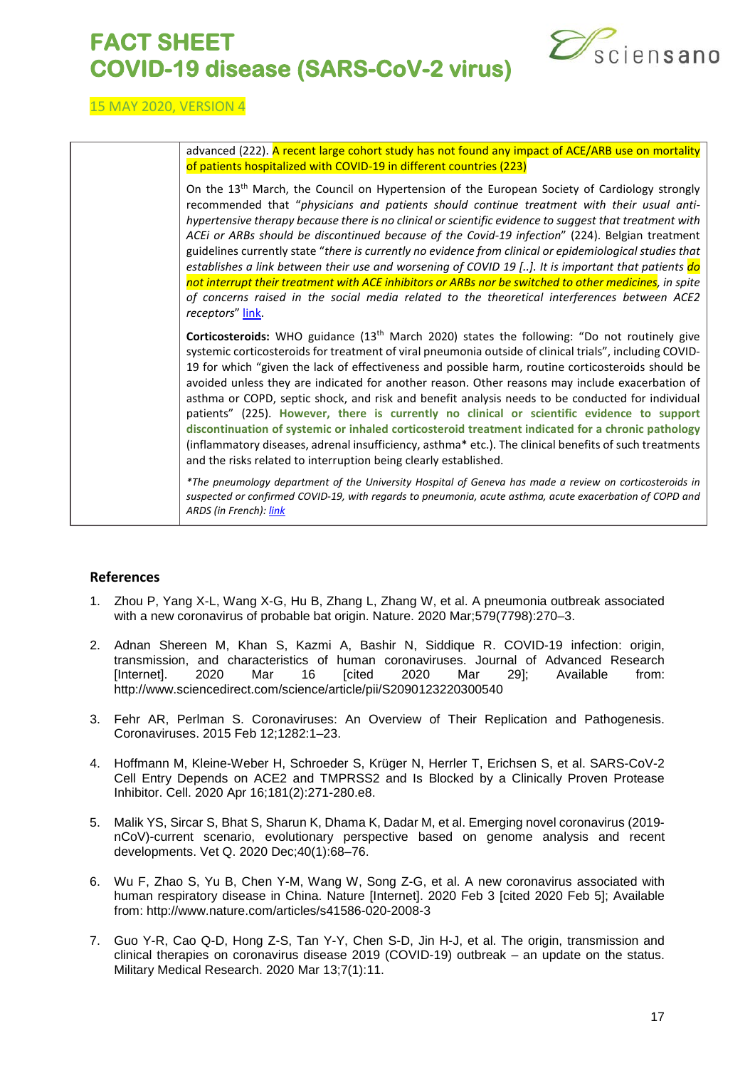| | advanced (222). A recent large cohort study has not found any impact of ACE/ARB use on mortality of patients hospitalized with COVID-19 in different countries (223)<br><br>On the 13th March, the Council on Hypertension of the European Society of Cardiology strongly recommended that "*physicians and patients should continue treatment with their usual anti-hypertensive therapy because there is no clinical or scientific evidence to suggest that treatment with ACEi or ARBs should be discontinued because of the Covid-19 infection*" (224). Belgian treatment guidelines currently state "*there is currently no evidence from clinical or epidemiological studies that establishes a link between their use and worsening of COVID 19 [..]. It is important that patients do not interrupt their treatment with ACE inhibitors or ARBs nor be switched to other medicines*, in spite of concerns raised in the social media related to the theoretical interferences between ACE2 receptors" link.<br><br>**Corticosteroids:** WHO guidance (13th March 2020) states the following: "Do not routinely give systemic corticosteroids for treatment of viral pneumonia outside of clinical trials", including COVID-19 for which "given the lack of effectiveness and possible harm, routine corticosteroids should be avoided unless they are indicated for another reason. Other reasons may include exacerbation of asthma or COPD, septic shock, and risk and benefit analysis needs to be conducted for individual patients" (225). **However, there is currently no clinical or scientific evidence to support discontinuation of systemic or inhaled corticosteroid treatment indicated for a chronic pathology** (inflammatory diseases, adrenal insufficiency, asthma* etc.). The clinical benefits of such treatments and the risks related to interruption being clearly established.<br><br>*\*The pneumology department of the University Hospital of Geneva has made a review on corticosteroids in suspected or confirmed COVID-19, with regards to pneumonia, acute asthma, acute exacerbation of COPD and ARDS (in French): link* |
|---|---|

## References

1. Zhou P, Yang X-L, Wang X-G, Hu B, Zhang L, Zhang W, et al. A pneumonia outbreak associated with a new coronavirus of probable bat origin. Nature. 2020 Mar;579(7798):270–3.

2. Adnan Shereen M, Khan S, Kazmi A, Bashir N, Siddique R. COVID-19 infection: origin, transmission, and characteristics of human coronaviruses. Journal of Advanced Research [Internet]. 2020 Mar 16 [cited 2020 Mar 29]; Available from: http://www.sciencedirect.com/science/article/pii/S2090123220300540

3. Fehr AR, Perlman S. Coronaviruses: An Overview of Their Replication and Pathogenesis. Coronaviruses. 2015 Feb 12;1282:1–23.

4. Hoffmann M, Kleine-Weber H, Schroeder S, Krüger N, Herrler T, Erichsen S, et al. SARS-CoV-2 Cell Entry Depends on ACE2 and TMPRSS2 and Is Blocked by a Clinically Proven Protease Inhibitor. Cell. 2020 Apr 16;181(2):271-280.e8.

5. Malik YS, Sircar S, Bhat S, Sharun K, Dhama K, Dadar M, et al. Emerging novel coronavirus (2019-nCoV)-current scenario, evolutionary perspective based on genome analysis and recent developments. Vet Q. 2020 Dec;40(1):68–76.

6. Wu F, Zhao S, Yu B, Chen Y-M, Wang W, Song Z-G, et al. A new coronavirus associated with human respiratory disease in China. Nature [Internet]. 2020 Feb 3 [cited 2020 Feb 5]; Available from: http://www.nature.com/articles/s41586-020-2008-3

7. Guo Y-R, Cao Q-D, Hong Z-S, Tan Y-Y, Chen S-D, Jin H-J, et al. The origin, transmission and clinical therapies on coronavirus disease 2019 (COVID-19) outbreak – an update on the status. Military Medical Research. 2020 Mar 13;7(1):11.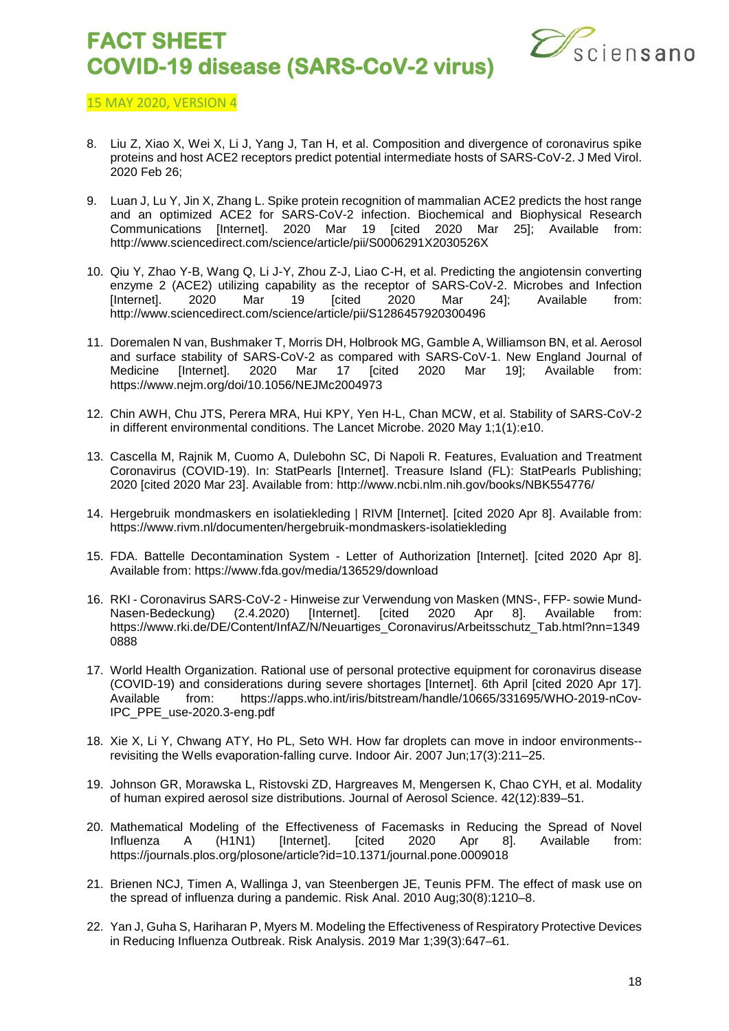8. Liu Z, Xiao X, Wei X, Li J, Yang J, Tan H, et al. Composition and divergence of coronavirus spike proteins and host ACE2 receptors predict potential intermediate hosts of SARS-CoV-2. J Med Virol. 2020 Feb 26;

9. Luan J, Lu Y, Jin X, Zhang L. Spike protein recognition of mammalian ACE2 predicts the host range and an optimized ACE2 for SARS-CoV-2 infection. Biochemical and Biophysical Research Communications [Internet]. 2020 Mar 19 [cited 2020 Mar 25]; Available from: http://www.sciencedirect.com/science/article/pii/S0006291X2030526X

10. Qiu Y, Zhao Y-B, Wang Q, Li J-Y, Zhou Z-J, Liao C-H, et al. Predicting the angiotensin converting enzyme 2 (ACE2) utilizing capability as the receptor of SARS-CoV-2. Microbes and Infection [Internet]. 2020 Mar 19 [cited 2020 Mar 24]; Available from: http://www.sciencedirect.com/science/article/pii/S1286457920300496

11. Doremalen N van, Bushmaker T, Morris DH, Holbrook MG, Gamble A, Williamson BN, et al. Aerosol and surface stability of SARS-CoV-2 as compared with SARS-CoV-1. New England Journal of Medicine [Internet]. 2020 Mar 17 [cited 2020 Mar 19]; Available from: https://www.nejm.org/doi/10.1056/NEJMc2004973

12. Chin AWH, Chu JTS, Perera MRA, Hui KPY, Yen H-L, Chan MCW, et al. Stability of SARS-CoV-2 in different environmental conditions. The Lancet Microbe. 2020 May 1;1(1):e10.

13. Cascella M, Rajnik M, Cuomo A, Dulebohn SC, Di Napoli R. Features, Evaluation and Treatment Coronavirus (COVID-19). In: StatPearls [Internet]. Treasure Island (FL): StatPearls Publishing; 2020 [cited 2020 Mar 23]. Available from: http://www.ncbi.nlm.nih.gov/books/NBK554776/

14. Hergebruik mondmaskers en isolatiekleding | RIVM [Internet]. [cited 2020 Apr 8]. Available from: https://www.rivm.nl/documenten/hergebruik-mondmaskers-isolatiekleding

15. FDA. Battelle Decontamination System - Letter of Authorization [Internet]. [cited 2020 Apr 8]. Available from: https://www.fda.gov/media/136529/download

16. RKI - Coronavirus SARS-CoV-2 - Hinweise zur Verwendung von Masken (MNS-, FFP- sowie Mund-Nasen-Bedeckung) (2.4.2020) [Internet]. [cited 2020 Apr 8]. Available from: https://www.rki.de/DE/Content/InfAZ/N/Neuartiges_Coronavirus/Arbeitsschutz_Tab.html?nn=13490888

17. World Health Organization. Rational use of personal protective equipment for coronavirus disease (COVID-19) and considerations during severe shortages [Internet]. 6th April [cited 2020 Apr 17]. Available from: https://apps.who.int/iris/bitstream/handle/10665/331695/WHO-2019-nCov-IPC_PPE_use-2020.3-eng.pdf

18. Xie X, Li Y, Chwang ATY, Ho PL, Seto WH. How far droplets can move in indoor environments--revisiting the Wells evaporation-falling curve. Indoor Air. 2007 Jun;17(3):211–25.

19. Johnson GR, Morawska L, Ristovski ZD, Hargreaves M, Mengersen K, Chao CYH, et al. Modality of human expired aerosol size distributions. Journal of Aerosol Science. 42(12):839–51.

20. Mathematical Modeling of the Effectiveness of Facemasks in Reducing the Spread of Novel Influenza A (H1N1) [Internet]. [cited 2020 Apr 8]. Available from: https://journals.plos.org/plosone/article?id=10.1371/journal.pone.0009018

21. Brienen NCJ, Timen A, Wallinga J, van Steenbergen JE, Teunis PFM. The effect of mask use on the spread of influenza during a pandemic. Risk Anal. 2010 Aug;30(8):1210–8.

22. Yan J, Guha S, Hariharan P, Myers M. Modeling the Effectiveness of Respiratory Protective Devices in Reducing Influenza Outbreak. Risk Analysis. 2019 Mar 1;39(3):647–61.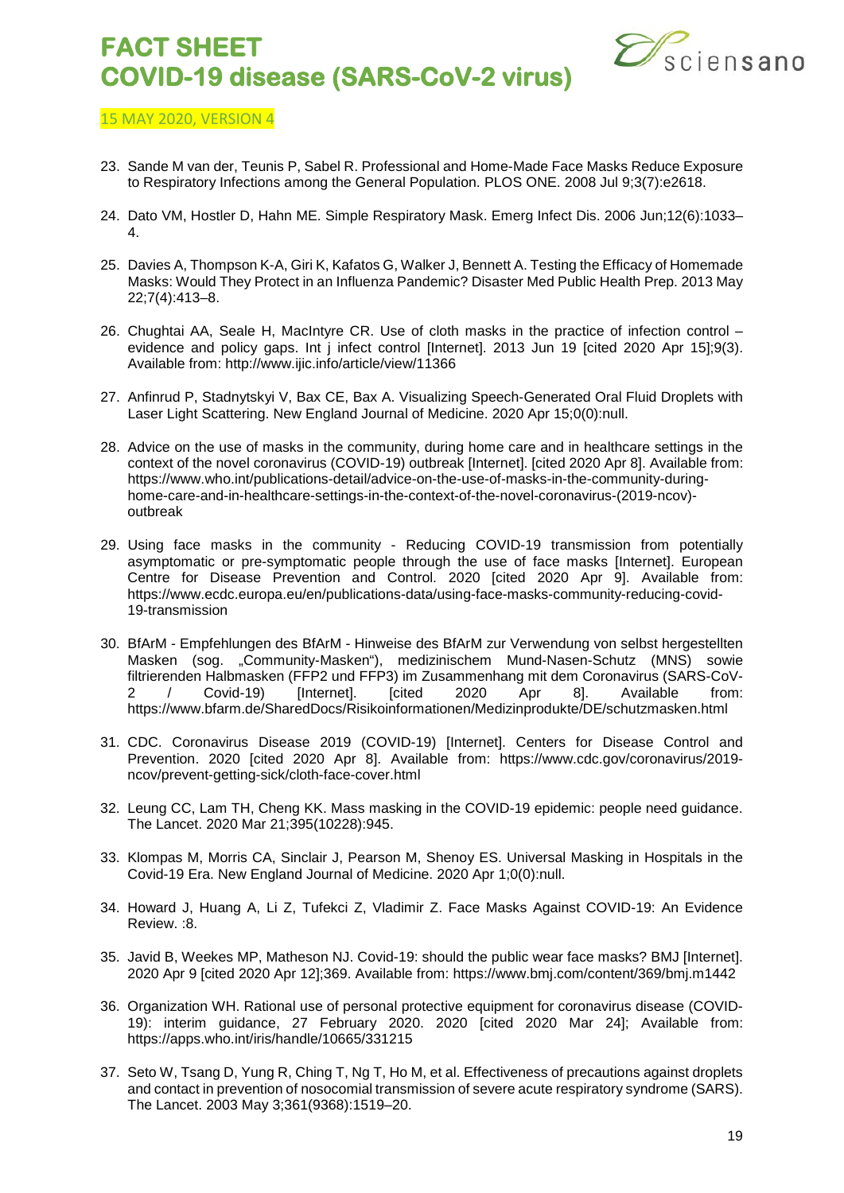23. Sande M van der, Teunis P, Sabel R. Professional and Home-Made Face Masks Reduce Exposure to Respiratory Infections among the General Population. PLOS ONE. 2008 Jul 9;3(7):e2618.

24. Dato VM, Hostler D, Hahn ME. Simple Respiratory Mask. Emerg Infect Dis. 2006 Jun;12(6):1033–4.

25. Davies A, Thompson K-A, Giri K, Kafatos G, Walker J, Bennett A. Testing the Efficacy of Homemade Masks: Would They Protect in an Influenza Pandemic? Disaster Med Public Health Prep. 2013 May 22;7(4):413–8.

26. Chughtai AA, Seale H, MacIntyre CR. Use of cloth masks in the practice of infection control – evidence and policy gaps. Int j infect control [Internet]. 2013 Jun 19 [cited 2020 Apr 15];9(3). Available from: http://www.ijic.info/article/view/11366

27. Anfinrud P, Stadnytskyi V, Bax CE, Bax A. Visualizing Speech-Generated Oral Fluid Droplets with Laser Light Scattering. New England Journal of Medicine. 2020 Apr 15;0(0):null.

28. Advice on the use of masks in the community, during home care and in healthcare settings in the context of the novel coronavirus (COVID-19) outbreak [Internet]. [cited 2020 Apr 8]. Available from: https://www.who.int/publications-detail/advice-on-the-use-of-masks-in-the-community-during-home-care-and-in-healthcare-settings-in-the-context-of-the-novel-coronavirus-(2019-ncov)-outbreak

29. Using face masks in the community - Reducing COVID-19 transmission from potentially asymptomatic or pre-symptomatic people through the use of face masks [Internet]. European Centre for Disease Prevention and Control. 2020 [cited 2020 Apr 9]. Available from: https://www.ecdc.europa.eu/en/publications-data/using-face-masks-community-reducing-covid-19-transmission

30. BfArM - Empfehlungen des BfArM - Hinweise des BfArM zur Verwendung von selbst hergestellten Masken (sog. „Community-Masken"), medizinischem Mund-Nasen-Schutz (MNS) sowie filtrierenden Halbmasken (FFP2 und FFP3) im Zusammenhang mit dem Coronavirus (SARS-CoV-2 / Covid-19) [Internet]. [cited 2020 Apr 8]. Available from: https://www.bfarm.de/SharedDocs/Risikoinformationen/Medizinprodukte/DE/schutzmasken.html

31. CDC. Coronavirus Disease 2019 (COVID-19) [Internet]. Centers for Disease Control and Prevention. 2020 [cited 2020 Apr 8]. Available from: https://www.cdc.gov/coronavirus/2019-ncov/prevent-getting-sick/cloth-face-cover.html

32. Leung CC, Lam TH, Cheng KK. Mass masking in the COVID-19 epidemic: people need guidance. The Lancet. 2020 Mar 21;395(10228):945.

33. Klompas M, Morris CA, Sinclair J, Pearson M, Shenoy ES. Universal Masking in Hospitals in the Covid-19 Era. New England Journal of Medicine. 2020 Apr 1;0(0):null.

34. Howard J, Huang A, Li Z, Tufekci Z, Vladimir Z. Face Masks Against COVID-19: An Evidence Review. :8.

35. Javid B, Weekes MP, Matheson NJ. Covid-19: should the public wear face masks? BMJ [Internet]. 2020 Apr 9 [cited 2020 Apr 12];369. Available from: https://www.bmj.com/content/369/bmj.m1442

36. Organization WH. Rational use of personal protective equipment for coronavirus disease (COVID-19): interim guidance, 27 February 2020. 2020 [cited 2020 Mar 24]; Available from: https://apps.who.int/iris/handle/10665/331215

37. Seto W, Tsang D, Yung R, Ching T, Ng T, Ho M, et al. Effectiveness of precautions against droplets and contact in prevention of nosocomial transmission of severe acute respiratory syndrome (SARS). The Lancet. 2003 May 3;361(9368):1519–20.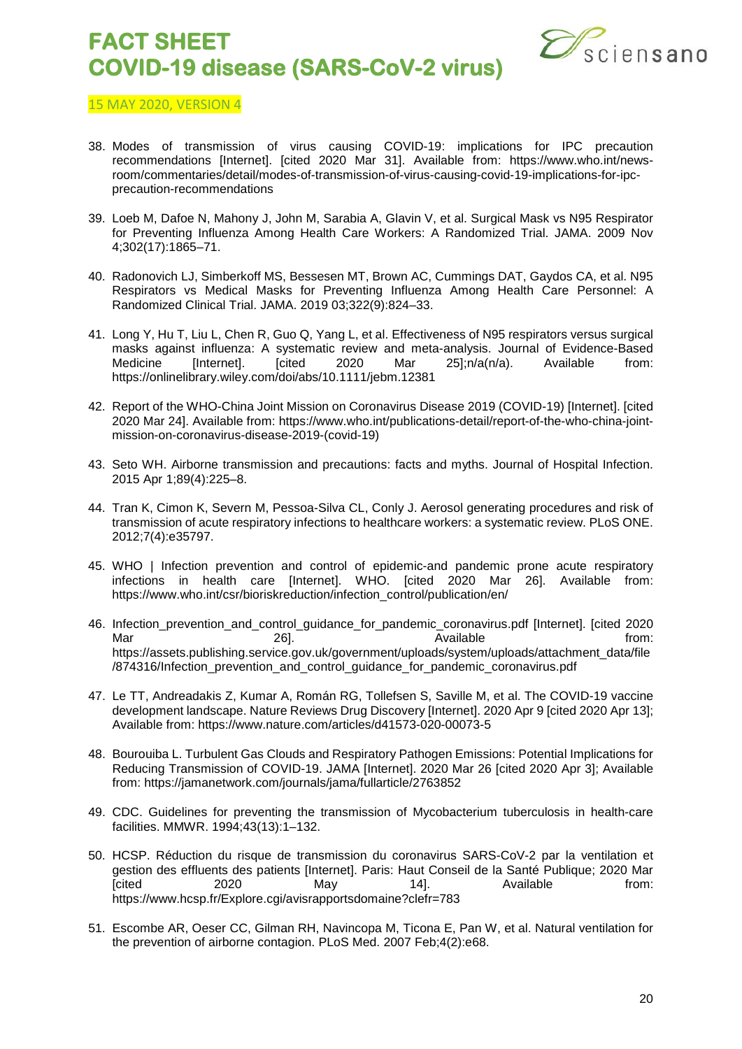38. Modes of transmission of virus causing COVID-19: implications for IPC precaution recommendations [Internet]. [cited 2020 Mar 31]. Available from: https://www.who.int/news-room/commentaries/detail/modes-of-transmission-of-virus-causing-covid-19-implications-for-ipc-precaution-recommendations

39. Loeb M, Dafoe N, Mahony J, John M, Sarabia A, Glavin V, et al. Surgical Mask vs N95 Respirator for Preventing Influenza Among Health Care Workers: A Randomized Trial. JAMA. 2009 Nov 4;302(17):1865–71.

40. Radonovich LJ, Simberkoff MS, Bessesen MT, Brown AC, Cummings DAT, Gaydos CA, et al. N95 Respirators vs Medical Masks for Preventing Influenza Among Health Care Personnel: A Randomized Clinical Trial. JAMA. 2019 03;322(9):824–33.

41. Long Y, Hu T, Liu L, Chen R, Guo Q, Yang L, et al. Effectiveness of N95 respirators versus surgical masks against influenza: A systematic review and meta-analysis. Journal of Evidence-Based Medicine [Internet]. [cited 2020 Mar 25];n/a(n/a). Available from: https://onlinelibrary.wiley.com/doi/abs/10.1111/jebm.12381

42. Report of the WHO-China Joint Mission on Coronavirus Disease 2019 (COVID-19) [Internet]. [cited 2020 Mar 24]. Available from: https://www.who.int/publications-detail/report-of-the-who-china-joint-mission-on-coronavirus-disease-2019-(covid-19)

43. Seto WH. Airborne transmission and precautions: facts and myths. Journal of Hospital Infection. 2015 Apr 1;89(4):225–8.

44. Tran K, Cimon K, Severn M, Pessoa-Silva CL, Conly J. Aerosol generating procedures and risk of transmission of acute respiratory infections to healthcare workers: a systematic review. PLoS ONE. 2012;7(4):e35797.

45. WHO | Infection prevention and control of epidemic-and pandemic prone acute respiratory infections in health care [Internet]. WHO. [cited 2020 Mar 26]. Available from: https://www.who.int/csr/bioriskreduction/infection_control/publication/en/

46. Infection_prevention_and_control_guidance_for_pandemic_coronavirus.pdf [Internet]. [cited 2020 Mar 26]. Available from: https://assets.publishing.service.gov.uk/government/uploads/system/uploads/attachment_data/file/874316/Infection_prevention_and_control_guidance_for_pandemic_coronavirus.pdf

47. Le TT, Andreadakis Z, Kumar A, Román RG, Tollefsen S, Saville M, et al. The COVID-19 vaccine development landscape. Nature Reviews Drug Discovery [Internet]. 2020 Apr 9 [cited 2020 Apr 13]; Available from: https://www.nature.com/articles/d41573-020-00073-5

48. Bourouiba L. Turbulent Gas Clouds and Respiratory Pathogen Emissions: Potential Implications for Reducing Transmission of COVID-19. JAMA [Internet]. 2020 Mar 26 [cited 2020 Apr 3]; Available from: https://jamanetwork.com/journals/jama/fullarticle/2763852

49. CDC. Guidelines for preventing the transmission of Mycobacterium tuberculosis in health-care facilities. MMWR. 1994;43(13):1–132.

50. HCSP. Réduction du risque de transmission du coronavirus SARS-CoV-2 par la ventilation et gestion des effluents des patients [Internet]. Paris: Haut Conseil de la Santé Publique; 2020 Mar [cited 2020 May 14]. Available from: https://www.hcsp.fr/Explore.cgi/avisrapportsdomaine?clefr=783

51. Escombe AR, Oeser CC, Gilman RH, Navincopa M, Ticona E, Pan W, et al. Natural ventilation for the prevention of airborne contagion. PLoS Med. 2007 Feb;4(2):e68.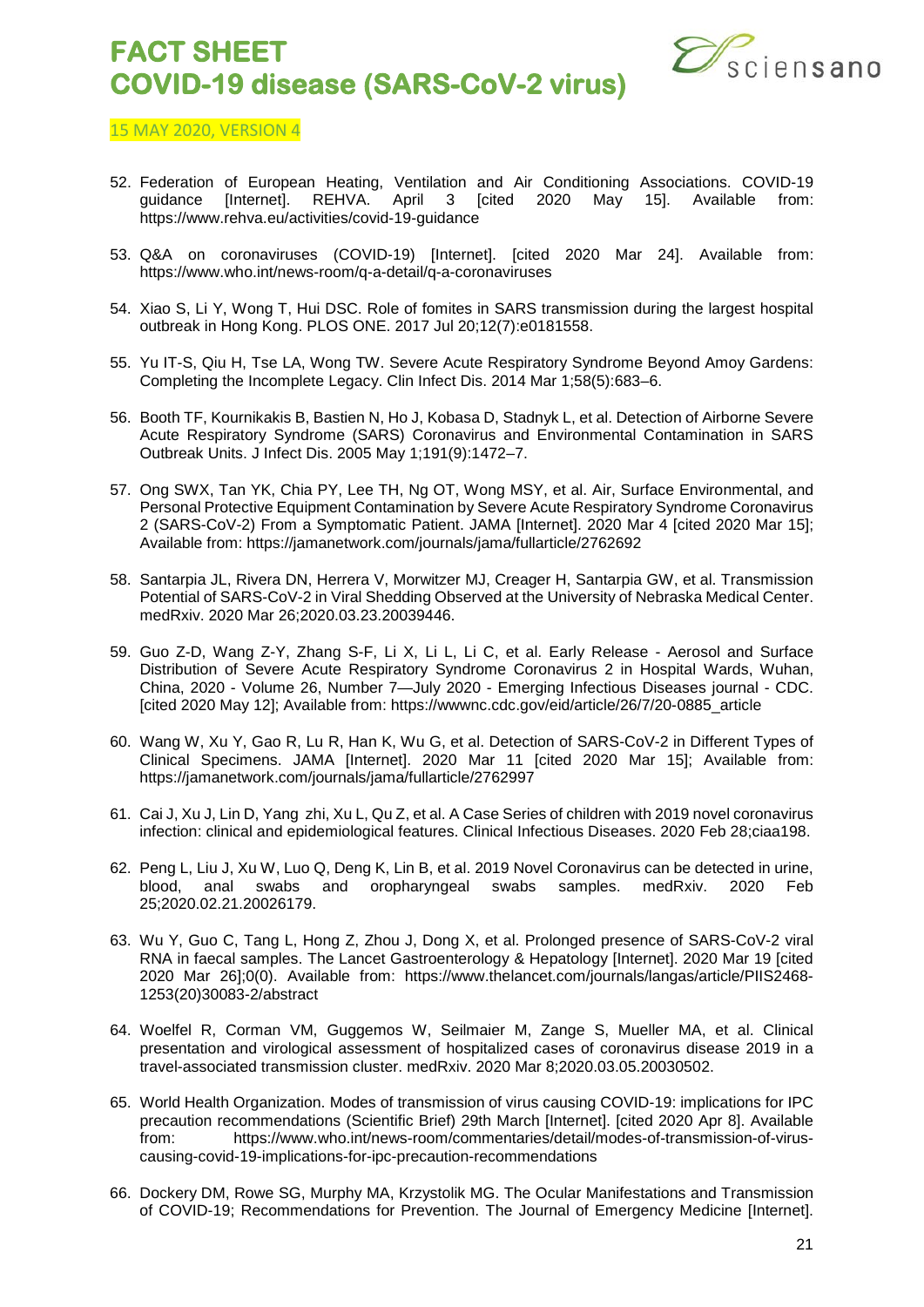52. Federation of European Heating, Ventilation and Air Conditioning Associations. COVID-19 guidance [Internet]. REHVA. April 3 [cited 2020 May 15]. Available from: https://www.rehva.eu/activities/covid-19-guidance

53. Q&A on coronaviruses (COVID-19) [Internet]. [cited 2020 Mar 24]. Available from: https://www.who.int/news-room/q-a-detail/q-a-coronaviruses

54. Xiao S, Li Y, Wong T, Hui DSC. Role of fomites in SARS transmission during the largest hospital outbreak in Hong Kong. PLOS ONE. 2017 Jul 20;12(7):e0181558.

55. Yu IT-S, Qiu H, Tse LA, Wong TW. Severe Acute Respiratory Syndrome Beyond Amoy Gardens: Completing the Incomplete Legacy. Clin Infect Dis. 2014 Mar 1;58(5):683–6.

56. Booth TF, Kournikakis B, Bastien N, Ho J, Kobasa D, Stadnyk L, et al. Detection of Airborne Severe Acute Respiratory Syndrome (SARS) Coronavirus and Environmental Contamination in SARS Outbreak Units. J Infect Dis. 2005 May 1;191(9):1472–7.

57. Ong SWX, Tan YK, Chia PY, Lee TH, Ng OT, Wong MSY, et al. Air, Surface Environmental, and Personal Protective Equipment Contamination by Severe Acute Respiratory Syndrome Coronavirus 2 (SARS-CoV-2) From a Symptomatic Patient. JAMA [Internet]. 2020 Mar 4 [cited 2020 Mar 15]; Available from: https://jamanetwork.com/journals/jama/fullarticle/2762692

58. Santarpia JL, Rivera DN, Herrera V, Morwitzer MJ, Creager H, Santarpia GW, et al. Transmission Potential of SARS-CoV-2 in Viral Shedding Observed at the University of Nebraska Medical Center. medRxiv. 2020 Mar 26;2020.03.23.20039446.

59. Guo Z-D, Wang Z-Y, Zhang S-F, Li X, Li L, Li C, et al. Early Release - Aerosol and Surface Distribution of Severe Acute Respiratory Syndrome Coronavirus 2 in Hospital Wards, Wuhan, China, 2020 - Volume 26, Number 7—July 2020 - Emerging Infectious Diseases journal - CDC. [cited 2020 May 12]; Available from: https://wwwnc.cdc.gov/eid/article/26/7/20-0885_article

60. Wang W, Xu Y, Gao R, Lu R, Han K, Wu G, et al. Detection of SARS-CoV-2 in Different Types of Clinical Specimens. JAMA [Internet]. 2020 Mar 11 [cited 2020 Mar 15]; Available from: https://jamanetwork.com/journals/jama/fullarticle/2762997

61. Cai J, Xu J, Lin D, Yang zhi, Xu L, Qu Z, et al. A Case Series of children with 2019 novel coronavirus infection: clinical and epidemiological features. Clinical Infectious Diseases. 2020 Feb 28;ciaa198.

62. Peng L, Liu J, Xu W, Luo Q, Deng K, Lin B, et al. 2019 Novel Coronavirus can be detected in urine, blood, anal swabs and oropharyngeal swabs samples. medRxiv. 2020 Feb 25;2020.02.21.20026179.

63. Wu Y, Guo C, Tang L, Hong Z, Zhou J, Dong X, et al. Prolonged presence of SARS-CoV-2 viral RNA in faecal samples. The Lancet Gastroenterology & Hepatology [Internet]. 2020 Mar 19 [cited 2020 Mar 26];0(0). Available from: https://www.thelancet.com/journals/langas/article/PIIS2468-1253(20)30083-2/abstract

64. Woelfel R, Corman VM, Guggemos W, Seilmaier M, Zange S, Mueller MA, et al. Clinical presentation and virological assessment of hospitalized cases of coronavirus disease 2019 in a travel-associated transmission cluster. medRxiv. 2020 Mar 8;2020.03.05.20030502.

65. World Health Organization. Modes of transmission of virus causing COVID-19: implications for IPC precaution recommendations (Scientific Brief) 29th March [Internet]. [cited 2020 Apr 8]. Available from: https://www.who.int/news-room/commentaries/detail/modes-of-transmission-of-virus-causing-covid-19-implications-for-ipc-precaution-recommendations

66. Dockery DM, Rowe SG, Murphy MA, Krzystolik MG. The Ocular Manifestations and Transmission of COVID-19; Recommendations for Prevention. The Journal of Emergency Medicine [Internet].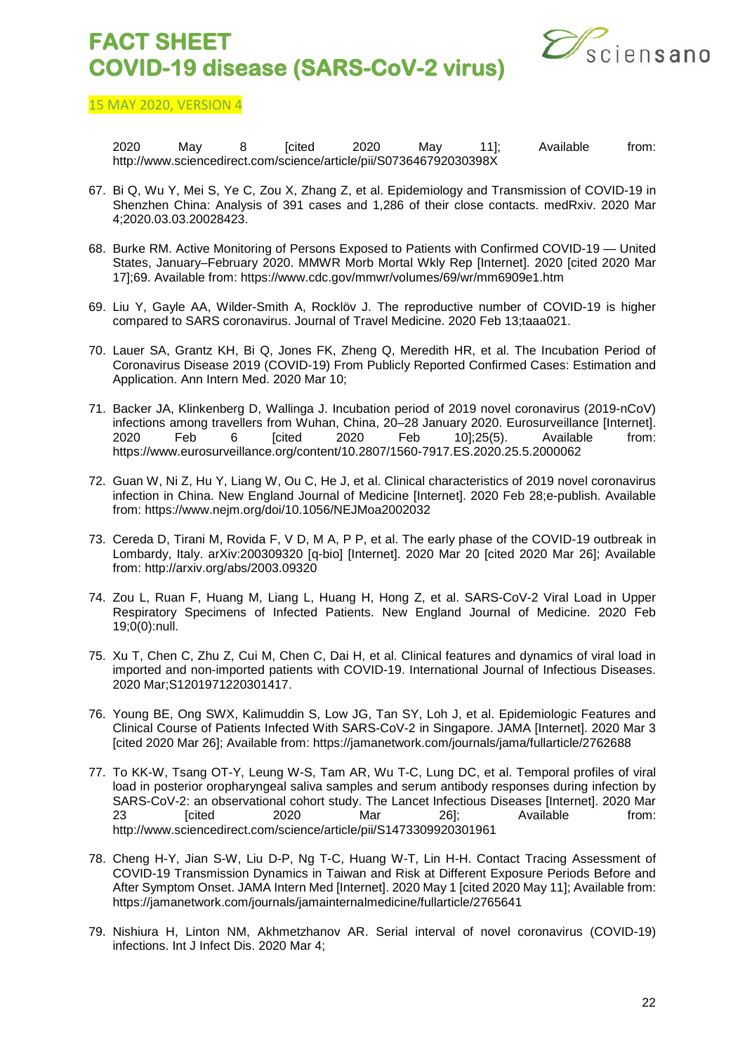2020 May 8 [cited 2020 May 11]; Available from: http://www.sciencedirect.com/science/article/pii/S073646792030398X

67. Bi Q, Wu Y, Mei S, Ye C, Zou X, Zhang Z, et al. Epidemiology and Transmission of COVID-19 in Shenzhen China: Analysis of 391 cases and 1,286 of their close contacts. medRxiv. 2020 Mar 4;2020.03.03.20028423.

68. Burke RM. Active Monitoring of Persons Exposed to Patients with Confirmed COVID-19 — United States, January–February 2020. MMWR Morb Mortal Wkly Rep [Internet]. 2020 [cited 2020 Mar 17];69. Available from: https://www.cdc.gov/mmwr/volumes/69/wr/mm6909e1.htm

69. Liu Y, Gayle AA, Wilder-Smith A, Rocklöv J. The reproductive number of COVID-19 is higher compared to SARS coronavirus. Journal of Travel Medicine. 2020 Feb 13;taaa021.

70. Lauer SA, Grantz KH, Bi Q, Jones FK, Zheng Q, Meredith HR, et al. The Incubation Period of Coronavirus Disease 2019 (COVID-19) From Publicly Reported Confirmed Cases: Estimation and Application. Ann Intern Med. 2020 Mar 10;

71. Backer JA, Klinkenberg D, Wallinga J. Incubation period of 2019 novel coronavirus (2019-nCoV) infections among travellers from Wuhan, China, 20–28 January 2020. Eurosurveillance [Internet]. 2020 Feb 6 [cited 2020 Feb 10];25(5). Available from: https://www.eurosurveillance.org/content/10.2807/1560-7917.ES.2020.25.5.2000062

72. Guan W, Ni Z, Hu Y, Liang W, Ou C, He J, et al. Clinical characteristics of 2019 novel coronavirus infection in China. New England Journal of Medicine [Internet]. 2020 Feb 28;e-publish. Available from: https://www.nejm.org/doi/10.1056/NEJMoa2002032

73. Cereda D, Tirani M, Rovida F, V D, M A, P P, et al. The early phase of the COVID-19 outbreak in Lombardy, Italy. arXiv:200309320 [q-bio] [Internet]. 2020 Mar 20 [cited 2020 Mar 26]; Available from: http://arxiv.org/abs/2003.09320

74. Zou L, Ruan F, Huang M, Liang L, Huang H, Hong Z, et al. SARS-CoV-2 Viral Load in Upper Respiratory Specimens of Infected Patients. New England Journal of Medicine. 2020 Feb 19;0(0):null.

75. Xu T, Chen C, Zhu Z, Cui M, Chen C, Dai H, et al. Clinical features and dynamics of viral load in imported and non-imported patients with COVID-19. International Journal of Infectious Diseases. 2020 Mar;S1201971220301417.

76. Young BE, Ong SWX, Kalimuddin S, Low JG, Tan SY, Loh J, et al. Epidemiologic Features and Clinical Course of Patients Infected With SARS-CoV-2 in Singapore. JAMA [Internet]. 2020 Mar 3 [cited 2020 Mar 26]; Available from: https://jamanetwork.com/journals/jama/fullarticle/2762688

77. To KK-W, Tsang OT-Y, Leung W-S, Tam AR, Wu T-C, Lung DC, et al. Temporal profiles of viral load in posterior oropharyngeal saliva samples and serum antibody responses during infection by SARS-CoV-2: an observational cohort study. The Lancet Infectious Diseases [Internet]. 2020 Mar 23 [cited 2020 Mar 26]; Available from: http://www.sciencedirect.com/science/article/pii/S1473309920301961

78. Cheng H-Y, Jian S-W, Liu D-P, Ng T-C, Huang W-T, Lin H-H. Contact Tracing Assessment of COVID-19 Transmission Dynamics in Taiwan and Risk at Different Exposure Periods Before and After Symptom Onset. JAMA Intern Med [Internet]. 2020 May 1 [cited 2020 May 11]; Available from: https://jamanetwork.com/journals/jamainternalmedicine/fullarticle/2765641

79. Nishiura H, Linton NM, Akhmetzhanov AR. Serial interval of novel coronavirus (COVID-19) infections. Int J Infect Dis. 2020 Mar 4;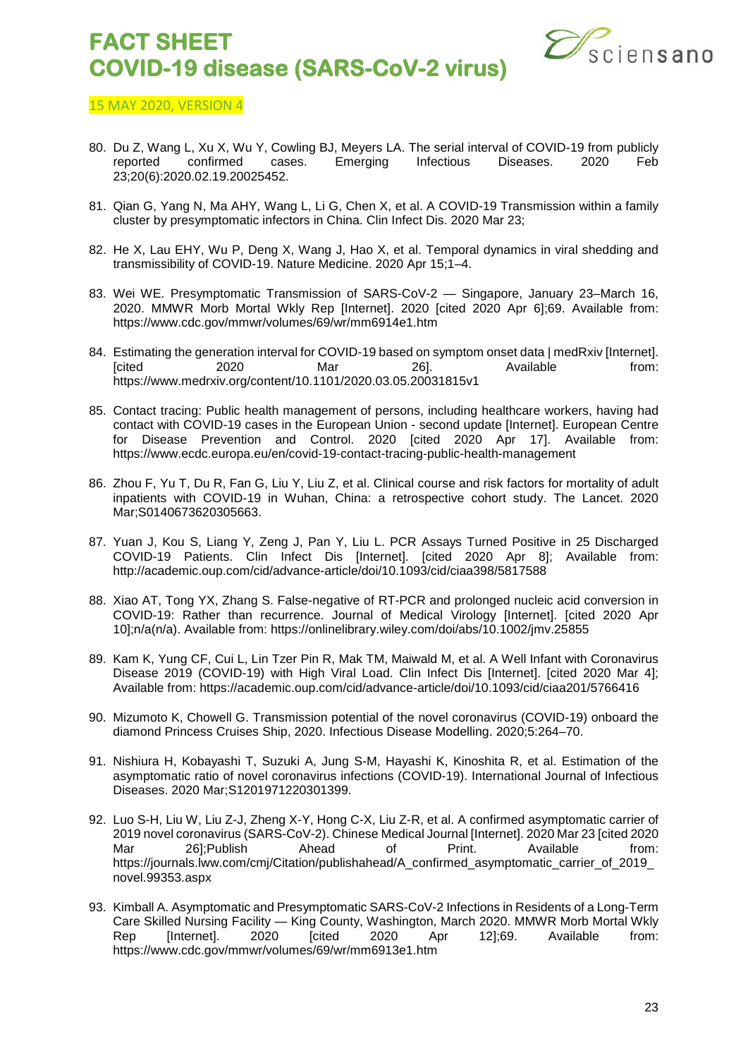80. Du Z, Wang L, Xu X, Wu Y, Cowling BJ, Meyers LA. The serial interval of COVID-19 from publicly reported confirmed cases. Emerging Infectious Diseases. 2020 Feb 23;20(6):2020.02.19.20025452.

81. Qian G, Yang N, Ma AHY, Wang L, Li G, Chen X, et al. A COVID-19 Transmission within a family cluster by presymptomatic infectors in China. Clin Infect Dis. 2020 Mar 23;

82. He X, Lau EHY, Wu P, Deng X, Wang J, Hao X, et al. Temporal dynamics in viral shedding and transmissibility of COVID-19. Nature Medicine. 2020 Apr 15;1–4.

83. Wei WE. Presymptomatic Transmission of SARS-CoV-2 — Singapore, January 23–March 16, 2020. MMWR Morb Mortal Wkly Rep [Internet]. 2020 [cited 2020 Apr 6];69. Available from: https://www.cdc.gov/mmwr/volumes/69/wr/mm6914e1.htm

84. Estimating the generation interval for COVID-19 based on symptom onset data | medRxiv [Internet]. [cited 2020 Mar 26]. Available from: https://www.medrxiv.org/content/10.1101/2020.03.05.20031815v1

85. Contact tracing: Public health management of persons, including healthcare workers, having had contact with COVID-19 cases in the European Union - second update [Internet]. European Centre for Disease Prevention and Control. 2020 [cited 2020 Apr 17]. Available from: https://www.ecdc.europa.eu/en/covid-19-contact-tracing-public-health-management

86. Zhou F, Yu T, Du R, Fan G, Liu Y, Liu Z, et al. Clinical course and risk factors for mortality of adult inpatients with COVID-19 in Wuhan, China: a retrospective cohort study. The Lancet. 2020 Mar;S0140673620305663.

87. Yuan J, Kou S, Liang Y, Zeng J, Pan Y, Liu L. PCR Assays Turned Positive in 25 Discharged COVID-19 Patients. Clin Infect Dis [Internet]. [cited 2020 Apr 8]; Available from: http://academic.oup.com/cid/advance-article/doi/10.1093/cid/ciaa398/5817588

88. Xiao AT, Tong YX, Zhang S. False-negative of RT-PCR and prolonged nucleic acid conversion in COVID-19: Rather than recurrence. Journal of Medical Virology [Internet]. [cited 2020 Apr 10];n/a(n/a). Available from: https://onlinelibrary.wiley.com/doi/abs/10.1002/jmv.25855

89. Kam K, Yung CF, Cui L, Lin Tzer Pin R, Mak TM, Maiwald M, et al. A Well Infant with Coronavirus Disease 2019 (COVID-19) with High Viral Load. Clin Infect Dis [Internet]. [cited 2020 Mar 4]; Available from: https://academic.oup.com/cid/advance-article/doi/10.1093/cid/ciaa201/5766416

90. Mizumoto K, Chowell G. Transmission potential of the novel coronavirus (COVID-19) onboard the diamond Princess Cruises Ship, 2020. Infectious Disease Modelling. 2020;5:264–70.

91. Nishiura H, Kobayashi T, Suzuki A, Jung S-M, Hayashi K, Kinoshita R, et al. Estimation of the asymptomatic ratio of novel coronavirus infections (COVID-19). International Journal of Infectious Diseases. 2020 Mar;S1201971220301399.

92. Luo S-H, Liu W, Liu Z-J, Zheng X-Y, Hong C-X, Liu Z-R, et al. A confirmed asymptomatic carrier of 2019 novel coronavirus (SARS-CoV-2). Chinese Medical Journal [Internet]. 2020 Mar 23 [cited 2020 Mar 26];Publish Ahead of Print. Available from: https://journals.lww.com/cmj/Citation/publishahead/A_confirmed_asymptomatic_carrier_of_2019_novel.99353.aspx

93. Kimball A. Asymptomatic and Presymptomatic SARS-CoV-2 Infections in Residents of a Long-Term Care Skilled Nursing Facility — King County, Washington, March 2020. MMWR Morb Mortal Wkly Rep [Internet]. 2020 [cited 2020 Apr 12];69. Available from: https://www.cdc.gov/mmwr/volumes/69/wr/mm6913e1.htm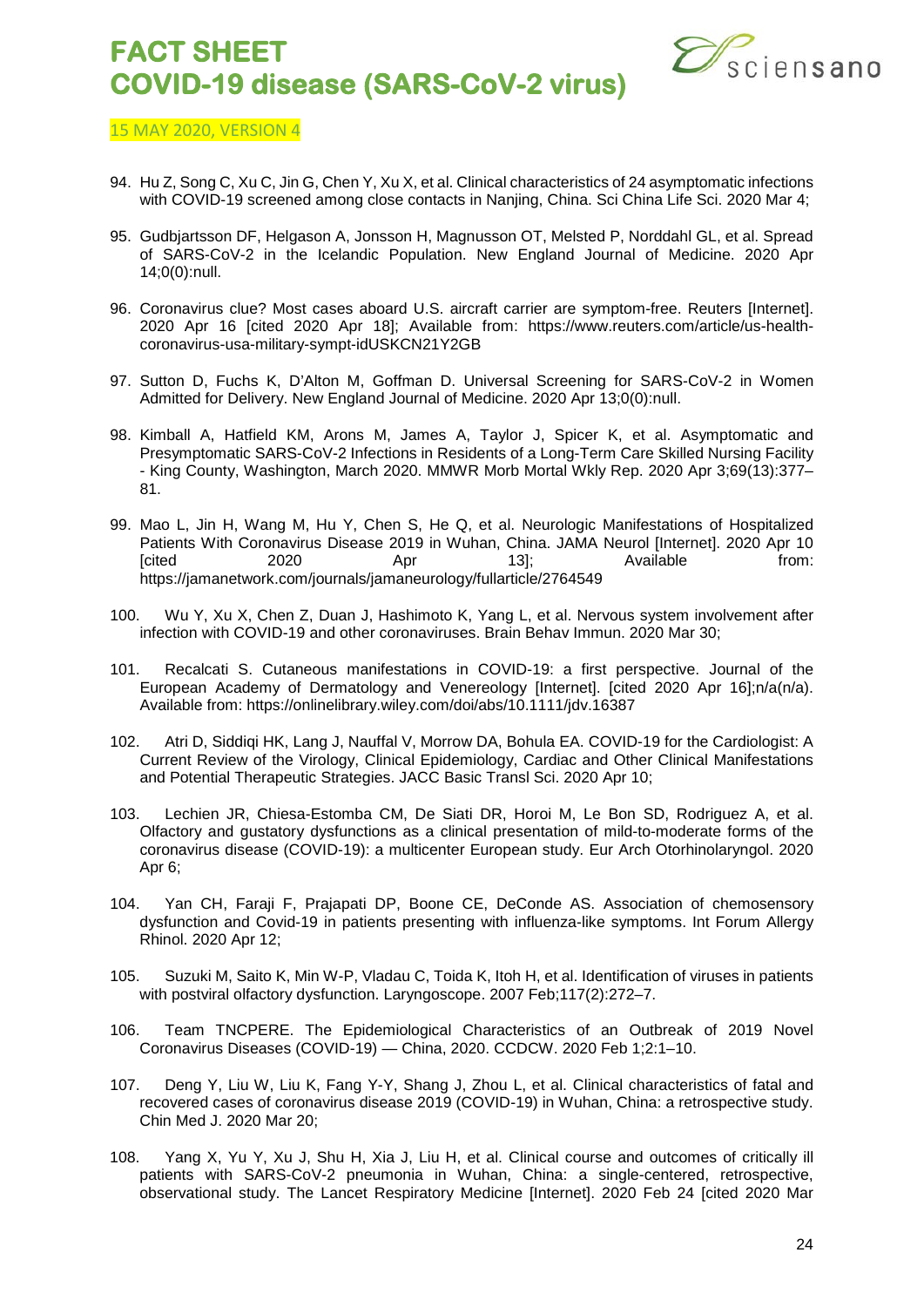94. Hu Z, Song C, Xu C, Jin G, Chen Y, Xu X, et al. Clinical characteristics of 24 asymptomatic infections with COVID-19 screened among close contacts in Nanjing, China. Sci China Life Sci. 2020 Mar 4;

95. Gudbjartsson DF, Helgason A, Jonsson H, Magnusson OT, Melsted P, Norddahl GL, et al. Spread of SARS-CoV-2 in the Icelandic Population. New England Journal of Medicine. 2020 Apr 14;0(0):null.

96. Coronavirus clue? Most cases aboard U.S. aircraft carrier are symptom-free. Reuters [Internet]. 2020 Apr 16 [cited 2020 Apr 18]; Available from: https://www.reuters.com/article/us-health-coronavirus-usa-military-sympt-idUSKCN21Y2GB

97. Sutton D, Fuchs K, D'Alton M, Goffman D. Universal Screening for SARS-CoV-2 in Women Admitted for Delivery. New England Journal of Medicine. 2020 Apr 13;0(0):null.

98. Kimball A, Hatfield KM, Arons M, James A, Taylor J, Spicer K, et al. Asymptomatic and Presymptomatic SARS-CoV-2 Infections in Residents of a Long-Term Care Skilled Nursing Facility - King County, Washington, March 2020. MMWR Morb Mortal Wkly Rep. 2020 Apr 3;69(13):377–81.

99. Mao L, Jin H, Wang M, Hu Y, Chen S, He Q, et al. Neurologic Manifestations of Hospitalized Patients With Coronavirus Disease 2019 in Wuhan, China. JAMA Neurol [Internet]. 2020 Apr 10 [cited 2020 Apr 13]; Available from: https://jamanetwork.com/journals/jamaneurology/fullarticle/2764549

100. Wu Y, Xu X, Chen Z, Duan J, Hashimoto K, Yang L, et al. Nervous system involvement after infection with COVID-19 and other coronaviruses. Brain Behav Immun. 2020 Mar 30;

101. Recalcati S. Cutaneous manifestations in COVID-19: a first perspective. Journal of the European Academy of Dermatology and Venereology [Internet]. [cited 2020 Apr 16];n/a(n/a). Available from: https://onlinelibrary.wiley.com/doi/abs/10.1111/jdv.16387

102. Atri D, Siddiqi HK, Lang J, Nauffal V, Morrow DA, Bohula EA. COVID-19 for the Cardiologist: A Current Review of the Virology, Clinical Epidemiology, Cardiac and Other Clinical Manifestations and Potential Therapeutic Strategies. JACC Basic Transl Sci. 2020 Apr 10;

103. Lechien JR, Chiesa-Estomba CM, De Siati DR, Horoi M, Le Bon SD, Rodriguez A, et al. Olfactory and gustatory dysfunctions as a clinical presentation of mild-to-moderate forms of the coronavirus disease (COVID-19): a multicenter European study. Eur Arch Otorhinolaryngol. 2020 Apr 6;

104. Yan CH, Faraji F, Prajapati DP, Boone CE, DeConde AS. Association of chemosensory dysfunction and Covid-19 in patients presenting with influenza-like symptoms. Int Forum Allergy Rhinol. 2020 Apr 12;

105. Suzuki M, Saito K, Min W-P, Vladau C, Toida K, Itoh H, et al. Identification of viruses in patients with postviral olfactory dysfunction. Laryngoscope. 2007 Feb;117(2):272–7.

106. Team TNCPERE. The Epidemiological Characteristics of an Outbreak of 2019 Novel Coronavirus Diseases (COVID-19) — China, 2020. CCDCW. 2020 Feb 1;2:1–10.

107. Deng Y, Liu W, Liu K, Fang Y-Y, Shang J, Zhou L, et al. Clinical characteristics of fatal and recovered cases of coronavirus disease 2019 (COVID-19) in Wuhan, China: a retrospective study. Chin Med J. 2020 Mar 20;

108. Yang X, Yu Y, Xu J, Shu H, Xia J, Liu H, et al. Clinical course and outcomes of critically ill patients with SARS-CoV-2 pneumonia in Wuhan, China: a single-centered, retrospective, observational study. The Lancet Respiratory Medicine [Internet]. 2020 Feb 24 [cited 2020 Mar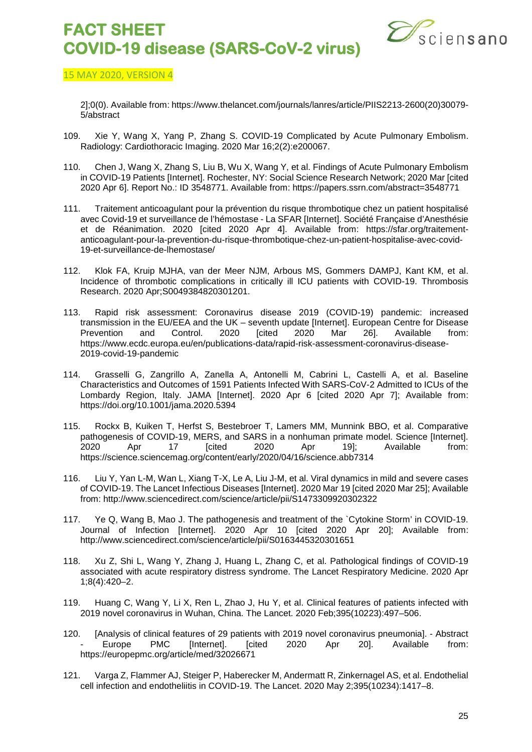2];0(0). Available from: https://www.thelancet.com/journals/lanres/article/PIIS2213-2600(20)30079-5/abstract

109. Xie Y, Wang X, Yang P, Zhang S. COVID-19 Complicated by Acute Pulmonary Embolism. Radiology: Cardiothoracic Imaging. 2020 Mar 16;2(2):e200067.

110. Chen J, Wang X, Zhang S, Liu B, Wu X, Wang Y, et al. Findings of Acute Pulmonary Embolism in COVID-19 Patients [Internet]. Rochester, NY: Social Science Research Network; 2020 Mar [cited 2020 Apr 6]. Report No.: ID 3548771. Available from: https://papers.ssrn.com/abstract=3548771

111. Traitement anticoagulant pour la prévention du risque thrombotique chez un patient hospitalisé avec Covid-19 et surveillance de l'hémostase - La SFAR [Internet]. Société Française d'Anesthésie et de Réanimation. 2020 [cited 2020 Apr 4]. Available from: https://sfar.org/traitement-anticoagulant-pour-la-prevention-du-risque-thrombotique-chez-un-patient-hospitalise-avec-covid-19-et-surveillance-de-lhemostase/

112. Klok FA, Kruip MJHA, van der Meer NJM, Arbous MS, Gommers DAMPJ, Kant KM, et al. Incidence of thrombotic complications in critically ill ICU patients with COVID-19. Thrombosis Research. 2020 Apr;S0049384820301201.

113. Rapid risk assessment: Coronavirus disease 2019 (COVID-19) pandemic: increased transmission in the EU/EEA and the UK – seventh update [Internet]. European Centre for Disease Prevention and Control. 2020 [cited 2020 Mar 26]. Available from: https://www.ecdc.europa.eu/en/publications-data/rapid-risk-assessment-coronavirus-disease-2019-covid-19-pandemic

114. Grasselli G, Zangrillo A, Zanella A, Antonelli M, Cabrini L, Castelli A, et al. Baseline Characteristics and Outcomes of 1591 Patients Infected With SARS-CoV-2 Admitted to ICUs of the Lombardy Region, Italy. JAMA [Internet]. 2020 Apr 6 [cited 2020 Apr 7]; Available from: https://doi.org/10.1001/jama.2020.5394

115. Rockx B, Kuiken T, Herfst S, Bestebroer T, Lamers MM, Munnink BBO, et al. Comparative pathogenesis of COVID-19, MERS, and SARS in a nonhuman primate model. Science [Internet]. 2020 Apr 17 [cited 2020 Apr 19]; Available from: https://science.sciencemag.org/content/early/2020/04/16/science.abb7314

116. Liu Y, Yan L-M, Wan L, Xiang T-X, Le A, Liu J-M, et al. Viral dynamics in mild and severe cases of COVID-19. The Lancet Infectious Diseases [Internet]. 2020 Mar 19 [cited 2020 Mar 25]; Available from: http://www.sciencedirect.com/science/article/pii/S1473309920302322

117. Ye Q, Wang B, Mao J. The pathogenesis and treatment of the `Cytokine Storm' in COVID-19. Journal of Infection [Internet]. 2020 Apr 10 [cited 2020 Apr 20]; Available from: http://www.sciencedirect.com/science/article/pii/S0163445320301651

118. Xu Z, Shi L, Wang Y, Zhang J, Huang L, Zhang C, et al. Pathological findings of COVID-19 associated with acute respiratory distress syndrome. The Lancet Respiratory Medicine. 2020 Apr 1;8(4):420–2.

119. Huang C, Wang Y, Li X, Ren L, Zhao J, Hu Y, et al. Clinical features of patients infected with 2019 novel coronavirus in Wuhan, China. The Lancet. 2020 Feb;395(10223):497–506.

120. [Analysis of clinical features of 29 patients with 2019 novel coronavirus pneumonia]. - Abstract - Europe PMC [Internet]. [cited 2020 Apr 20]. Available from: https://europepmc.org/article/med/32026671

121. Varga Z, Flammer AJ, Steiger P, Haberecker M, Andermatt R, Zinkernagel AS, et al. Endothelial cell infection and endotheliitis in COVID-19. The Lancet. 2020 May 2;395(10234):1417–8.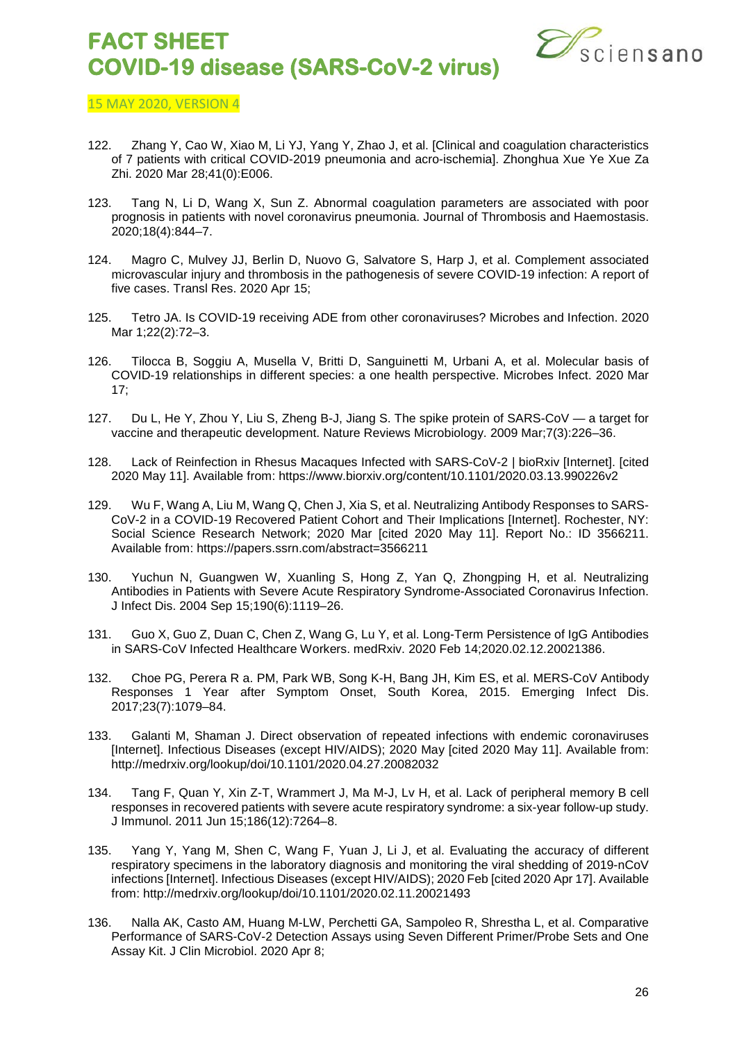122. Zhang Y, Cao W, Xiao M, Li YJ, Yang Y, Zhao J, et al. [Clinical and coagulation characteristics of 7 patients with critical COVID-2019 pneumonia and acro-ischemia]. Zhonghua Xue Ye Xue Za Zhi. 2020 Mar 28;41(0):E006.

123. Tang N, Li D, Wang X, Sun Z. Abnormal coagulation parameters are associated with poor prognosis in patients with novel coronavirus pneumonia. Journal of Thrombosis and Haemostasis. 2020;18(4):844–7.

124. Magro C, Mulvey JJ, Berlin D, Nuovo G, Salvatore S, Harp J, et al. Complement associated microvascular injury and thrombosis in the pathogenesis of severe COVID-19 infection: A report of five cases. Transl Res. 2020 Apr 15;

125. Tetro JA. Is COVID-19 receiving ADE from other coronaviruses? Microbes and Infection. 2020 Mar 1;22(2):72–3.

126. Tilocca B, Soggiu A, Musella V, Britti D, Sanguinetti M, Urbani A, et al. Molecular basis of COVID-19 relationships in different species: a one health perspective. Microbes Infect. 2020 Mar 17;

127. Du L, He Y, Zhou Y, Liu S, Zheng B-J, Jiang S. The spike protein of SARS-CoV — a target for vaccine and therapeutic development. Nature Reviews Microbiology. 2009 Mar;7(3):226–36.

128. Lack of Reinfection in Rhesus Macaques Infected with SARS-CoV-2 | bioRxiv [Internet]. [cited 2020 May 11]. Available from: https://www.biorxiv.org/content/10.1101/2020.03.13.990226v2

129. Wu F, Wang A, Liu M, Wang Q, Chen J, Xia S, et al. Neutralizing Antibody Responses to SARS-CoV-2 in a COVID-19 Recovered Patient Cohort and Their Implications [Internet]. Rochester, NY: Social Science Research Network; 2020 Mar [cited 2020 May 11]. Report No.: ID 3566211. Available from: https://papers.ssrn.com/abstract=3566211

130. Yuchun N, Guangwen W, Xuanling S, Hong Z, Yan Q, Zhongping H, et al. Neutralizing Antibodies in Patients with Severe Acute Respiratory Syndrome-Associated Coronavirus Infection. J Infect Dis. 2004 Sep 15;190(6):1119–26.

131. Guo X, Guo Z, Duan C, Chen Z, Wang G, Lu Y, et al. Long-Term Persistence of IgG Antibodies in SARS-CoV Infected Healthcare Workers. medRxiv. 2020 Feb 14;2020.02.12.20021386.

132. Choe PG, Perera R a. PM, Park WB, Song K-H, Bang JH, Kim ES, et al. MERS-CoV Antibody Responses 1 Year after Symptom Onset, South Korea, 2015. Emerging Infect Dis. 2017;23(7):1079–84.

133. Galanti M, Shaman J. Direct observation of repeated infections with endemic coronaviruses [Internet]. Infectious Diseases (except HIV/AIDS); 2020 May [cited 2020 May 11]. Available from: http://medrxiv.org/lookup/doi/10.1101/2020.04.27.20082032

134. Tang F, Quan Y, Xin Z-T, Wrammert J, Ma M-J, Lv H, et al. Lack of peripheral memory B cell responses in recovered patients with severe acute respiratory syndrome: a six-year follow-up study. J Immunol. 2011 Jun 15;186(12):7264–8.

135. Yang Y, Yang M, Shen C, Wang F, Yuan J, Li J, et al. Evaluating the accuracy of different respiratory specimens in the laboratory diagnosis and monitoring the viral shedding of 2019-nCoV infections [Internet]. Infectious Diseases (except HIV/AIDS); 2020 Feb [cited 2020 Apr 17]. Available from: http://medrxiv.org/lookup/doi/10.1101/2020.02.11.20021493

136. Nalla AK, Casto AM, Huang M-LW, Perchetti GA, Sampoleo R, Shrestha L, et al. Comparative Performance of SARS-CoV-2 Detection Assays using Seven Different Primer/Probe Sets and One Assay Kit. J Clin Microbiol. 2020 Apr 8;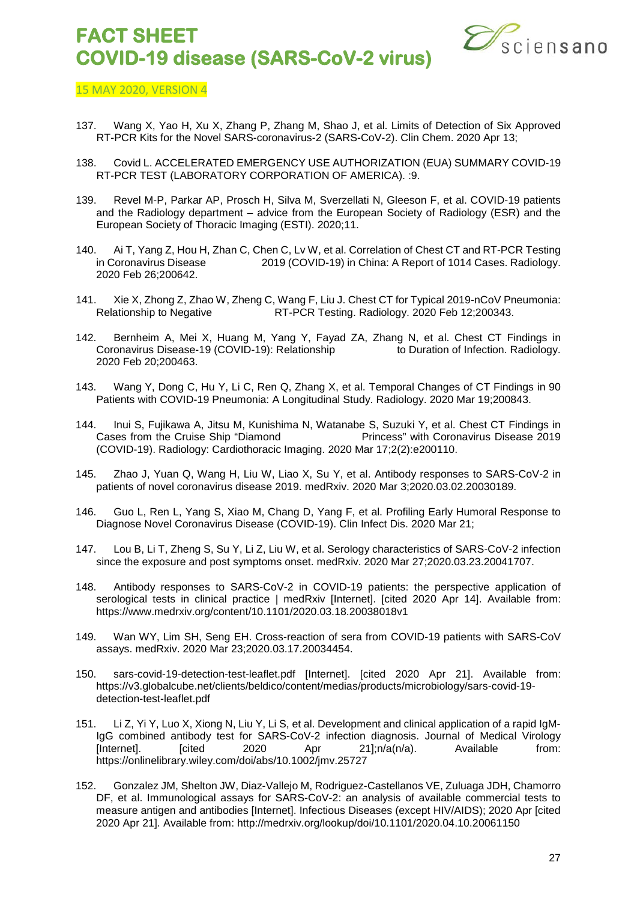137. Wang X, Yao H, Xu X, Zhang P, Zhang M, Shao J, et al. Limits of Detection of Six Approved RT-PCR Kits for the Novel SARS-coronavirus-2 (SARS-CoV-2). Clin Chem. 2020 Apr 13;

138. Covid L. ACCELERATED EMERGENCY USE AUTHORIZATION (EUA) SUMMARY COVID-19 RT-PCR TEST (LABORATORY CORPORATION OF AMERICA). :9.

139. Revel M-P, Parkar AP, Prosch H, Silva M, Sverzellati N, Gleeson F, et al. COVID-19 patients and the Radiology department – advice from the European Society of Radiology (ESR) and the European Society of Thoracic Imaging (ESTI). 2020;11.

140. Ai T, Yang Z, Hou H, Zhan C, Chen C, Lv W, et al. Correlation of Chest CT and RT-PCR Testing in Coronavirus Disease 2019 (COVID-19) in China: A Report of 1014 Cases. Radiology. 2020 Feb 26;200642.

141. Xie X, Zhong Z, Zhao W, Zheng C, Wang F, Liu J. Chest CT for Typical 2019-nCoV Pneumonia: Relationship to Negative RT-PCR Testing. Radiology. 2020 Feb 12;200343.

142. Bernheim A, Mei X, Huang M, Yang Y, Fayad ZA, Zhang N, et al. Chest CT Findings in Coronavirus Disease-19 (COVID-19): Relationship to Duration of Infection. Radiology. 2020 Feb 20;200463.

143. Wang Y, Dong C, Hu Y, Li C, Ren Q, Zhang X, et al. Temporal Changes of CT Findings in 90 Patients with COVID-19 Pneumonia: A Longitudinal Study. Radiology. 2020 Mar 19;200843.

144. Inui S, Fujikawa A, Jitsu M, Kunishima N, Watanabe S, Suzuki Y, et al. Chest CT Findings in Cases from the Cruise Ship "Diamond Princess" with Coronavirus Disease 2019 (COVID-19). Radiology: Cardiothoracic Imaging. 2020 Mar 17;2(2):e200110.

145. Zhao J, Yuan Q, Wang H, Liu W, Liao X, Su Y, et al. Antibody responses to SARS-CoV-2 in patients of novel coronavirus disease 2019. medRxiv. 2020 Mar 3;2020.03.02.20030189.

146. Guo L, Ren L, Yang S, Xiao M, Chang D, Yang F, et al. Profiling Early Humoral Response to Diagnose Novel Coronavirus Disease (COVID-19). Clin Infect Dis. 2020 Mar 21;

147. Lou B, Li T, Zheng S, Su Y, Li Z, Liu W, et al. Serology characteristics of SARS-CoV-2 infection since the exposure and post symptoms onset. medRxiv. 2020 Mar 27;2020.03.23.20041707.

148. Antibody responses to SARS-CoV-2 in COVID-19 patients: the perspective application of serological tests in clinical practice | medRxiv [Internet]. [cited 2020 Apr 14]. Available from: https://www.medrxiv.org/content/10.1101/2020.03.18.20038018v1

149. Wan WY, Lim SH, Seng EH. Cross-reaction of sera from COVID-19 patients with SARS-CoV assays. medRxiv. 2020 Mar 23;2020.03.17.20034454.

150. sars-covid-19-detection-test-leaflet.pdf [Internet]. [cited 2020 Apr 21]. Available from: https://v3.globalcube.net/clients/beldico/content/medias/products/microbiology/sars-covid-19-detection-test-leaflet.pdf

151. Li Z, Yi Y, Luo X, Xiong N, Liu Y, Li S, et al. Development and clinical application of a rapid IgM-IgG combined antibody test for SARS-CoV-2 infection diagnosis. Journal of Medical Virology [Internet]. [cited 2020 Apr 21];n/a(n/a). Available from: https://onlinelibrary.wiley.com/doi/abs/10.1002/jmv.25727

152. Gonzalez JM, Shelton JW, Diaz-Vallejo M, Rodriguez-Castellanos VE, Zuluaga JDH, Chamorro DF, et al. Immunological assays for SARS-CoV-2: an analysis of available commercial tests to measure antigen and antibodies [Internet]. Infectious Diseases (except HIV/AIDS); 2020 Apr [cited 2020 Apr 21]. Available from: http://medrxiv.org/lookup/doi/10.1101/2020.04.10.20061150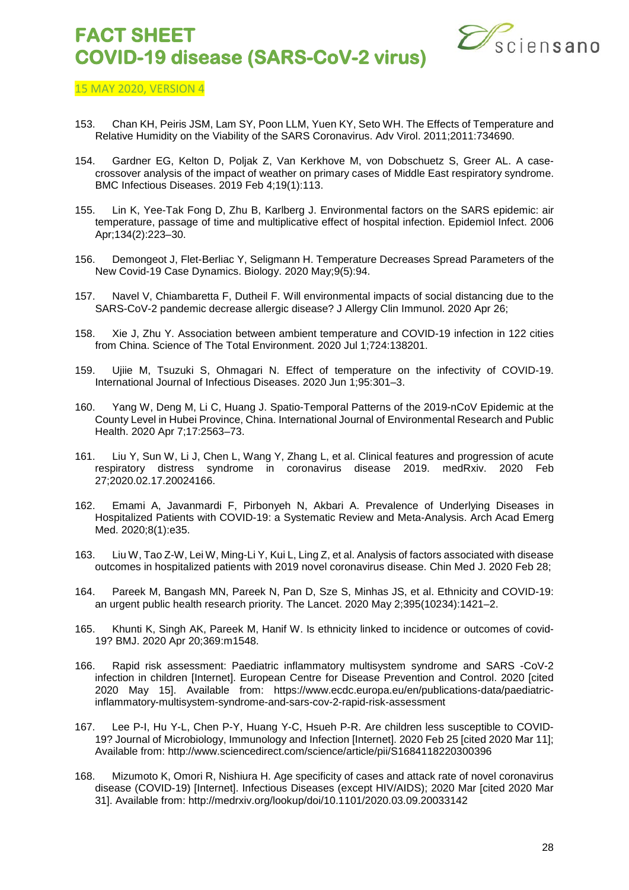153. Chan KH, Peiris JSM, Lam SY, Poon LLM, Yuen KY, Seto WH. The Effects of Temperature and Relative Humidity on the Viability of the SARS Coronavirus. Adv Virol. 2011;2011:734690.

154. Gardner EG, Kelton D, Poljak Z, Van Kerkhove M, von Dobschuetz S, Greer AL. A case-crossover analysis of the impact of weather on primary cases of Middle East respiratory syndrome. BMC Infectious Diseases. 2019 Feb 4;19(1):113.

155. Lin K, Yee-Tak Fong D, Zhu B, Karlberg J. Environmental factors on the SARS epidemic: air temperature, passage of time and multiplicative effect of hospital infection. Epidemiol Infect. 2006 Apr;134(2):223–30.

156. Demongeot J, Flet-Berliac Y, Seligmann H. Temperature Decreases Spread Parameters of the New Covid-19 Case Dynamics. Biology. 2020 May;9(5):94.

157. Navel V, Chiambaretta F, Dutheil F. Will environmental impacts of social distancing due to the SARS-CoV-2 pandemic decrease allergic disease? J Allergy Clin Immunol. 2020 Apr 26;

158. Xie J, Zhu Y. Association between ambient temperature and COVID-19 infection in 122 cities from China. Science of The Total Environment. 2020 Jul 1;724:138201.

159. Ujiie M, Tsuzuki S, Ohmagari N. Effect of temperature on the infectivity of COVID-19. International Journal of Infectious Diseases. 2020 Jun 1;95:301–3.

160. Yang W, Deng M, Li C, Huang J. Spatio-Temporal Patterns of the 2019-nCoV Epidemic at the County Level in Hubei Province, China. International Journal of Environmental Research and Public Health. 2020 Apr 7;17:2563–73.

161. Liu Y, Sun W, Li J, Chen L, Wang Y, Zhang L, et al. Clinical features and progression of acute respiratory distress syndrome in coronavirus disease 2019. medRxiv. 2020 Feb 27;2020.02.17.20024166.

162. Emami A, Javanmardi F, Pirbonyeh N, Akbari A. Prevalence of Underlying Diseases in Hospitalized Patients with COVID-19: a Systematic Review and Meta-Analysis. Arch Acad Emerg Med. 2020;8(1):e35.

163. Liu W, Tao Z-W, Lei W, Ming-Li Y, Kui L, Ling Z, et al. Analysis of factors associated with disease outcomes in hospitalized patients with 2019 novel coronavirus disease. Chin Med J. 2020 Feb 28;

164. Pareek M, Bangash MN, Pareek N, Pan D, Sze S, Minhas JS, et al. Ethnicity and COVID-19: an urgent public health research priority. The Lancet. 2020 May 2;395(10234):1421–2.

165. Khunti K, Singh AK, Pareek M, Hanif W. Is ethnicity linked to incidence or outcomes of covid-19? BMJ. 2020 Apr 20;369:m1548.

166. Rapid risk assessment: Paediatric inflammatory multisystem syndrome and SARS -CoV-2 infection in children [Internet]. European Centre for Disease Prevention and Control. 2020 [cited 2020 May 15]. Available from: https://www.ecdc.europa.eu/en/publications-data/paediatric-inflammatory-multisystem-syndrome-and-sars-cov-2-rapid-risk-assessment

167. Lee P-I, Hu Y-L, Chen P-Y, Huang Y-C, Hsueh P-R. Are children less susceptible to COVID-19? Journal of Microbiology, Immunology and Infection [Internet]. 2020 Feb 25 [cited 2020 Mar 11]; Available from: http://www.sciencedirect.com/science/article/pii/S1684118220300396

168. Mizumoto K, Omori R, Nishiura H. Age specificity of cases and attack rate of novel coronavirus disease (COVID-19) [Internet]. Infectious Diseases (except HIV/AIDS); 2020 Mar [cited 2020 Mar 31]. Available from: http://medrxiv.org/lookup/doi/10.1101/2020.03.09.20033142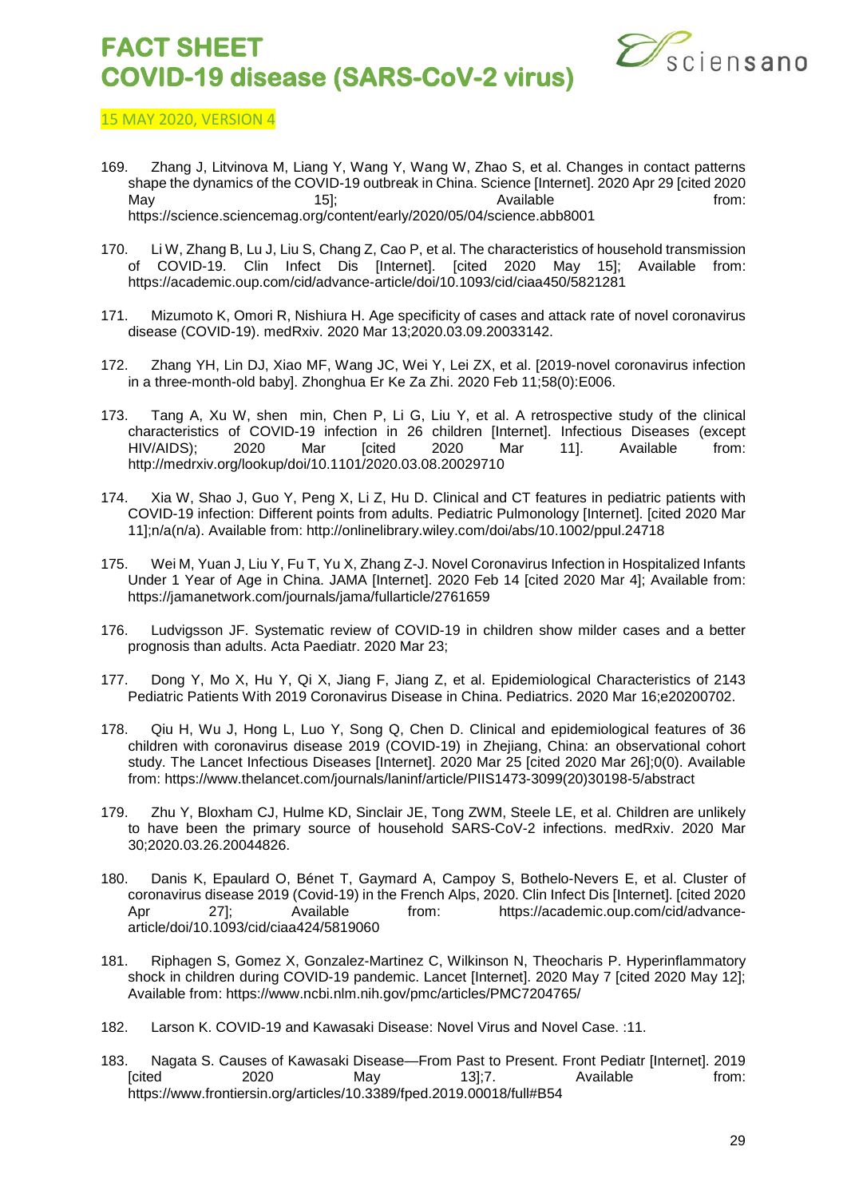169. Zhang J, Litvinova M, Liang Y, Wang Y, Wang W, Zhao S, et al. Changes in contact patterns shape the dynamics of the COVID-19 outbreak in China. Science [Internet]. 2020 Apr 29 [cited 2020 May 15]; Available from: https://science.sciencemag.org/content/early/2020/05/04/science.abb8001

170. Li W, Zhang B, Lu J, Liu S, Chang Z, Cao P, et al. The characteristics of household transmission of COVID-19. Clin Infect Dis [Internet]. [cited 2020 May 15]; Available from: https://academic.oup.com/cid/advance-article/doi/10.1093/cid/ciaa450/5821281

171. Mizumoto K, Omori R, Nishiura H. Age specificity of cases and attack rate of novel coronavirus disease (COVID-19). medRxiv. 2020 Mar 13;2020.03.09.20033142.

172. Zhang YH, Lin DJ, Xiao MF, Wang JC, Wei Y, Lei ZX, et al. [2019-novel coronavirus infection in a three-month-old baby]. Zhonghua Er Ke Za Zhi. 2020 Feb 11;58(0):E006.

173. Tang A, Xu W, shen min, Chen P, Li G, Liu Y, et al. A retrospective study of the clinical characteristics of COVID-19 infection in 26 children [Internet]. Infectious Diseases (except HIV/AIDS); 2020 Mar [cited 2020 Mar 11]. Available from: http://medrxiv.org/lookup/doi/10.1101/2020.03.08.20029710

174. Xia W, Shao J, Guo Y, Peng X, Li Z, Hu D. Clinical and CT features in pediatric patients with COVID-19 infection: Different points from adults. Pediatric Pulmonology [Internet]. [cited 2020 Mar 11];n/a(n/a). Available from: http://onlinelibrary.wiley.com/doi/abs/10.1002/ppul.24718

175. Wei M, Yuan J, Liu Y, Fu T, Yu X, Zhang Z-J. Novel Coronavirus Infection in Hospitalized Infants Under 1 Year of Age in China. JAMA [Internet]. 2020 Feb 14 [cited 2020 Mar 4]; Available from: https://jamanetwork.com/journals/jama/fullarticle/2761659

176. Ludvigsson JF. Systematic review of COVID-19 in children show milder cases and a better prognosis than adults. Acta Paediatr. 2020 Mar 23;

177. Dong Y, Mo X, Hu Y, Qi X, Jiang F, Jiang Z, et al. Epidemiological Characteristics of 2143 Pediatric Patients With 2019 Coronavirus Disease in China. Pediatrics. 2020 Mar 16;e20200702.

178. Qiu H, Wu J, Hong L, Luo Y, Song Q, Chen D. Clinical and epidemiological features of 36 children with coronavirus disease 2019 (COVID-19) in Zhejiang, China: an observational cohort study. The Lancet Infectious Diseases [Internet]. 2020 Mar 25 [cited 2020 Mar 26];0(0). Available from: https://www.thelancet.com/journals/laninf/article/PIIS1473-3099(20)30198-5/abstract

179. Zhu Y, Bloxham CJ, Hulme KD, Sinclair JE, Tong ZWM, Steele LE, et al. Children are unlikely to have been the primary source of household SARS-CoV-2 infections. medRxiv. 2020 Mar 30;2020.03.26.20044826.

180. Danis K, Epaulard O, Bénet T, Gaymard A, Campoy S, Bothelo-Nevers E, et al. Cluster of coronavirus disease 2019 (Covid-19) in the French Alps, 2020. Clin Infect Dis [Internet]. [cited 2020 Apr 27]; Available from: https://academic.oup.com/cid/advance-article/doi/10.1093/cid/ciaa424/5819060

181. Riphagen S, Gomez X, Gonzalez-Martinez C, Wilkinson N, Theocharis P. Hyperinflammatory shock in children during COVID-19 pandemic. Lancet [Internet]. 2020 May 7 [cited 2020 May 12]; Available from: https://www.ncbi.nlm.nih.gov/pmc/articles/PMC7204765/

182. Larson K. COVID-19 and Kawasaki Disease: Novel Virus and Novel Case. :11.

183. Nagata S. Causes of Kawasaki Disease—From Past to Present. Front Pediatr [Internet]. 2019 [cited 2020 May 13];7. Available from: https://www.frontiersin.org/articles/10.3389/fped.2019.00018/full#B54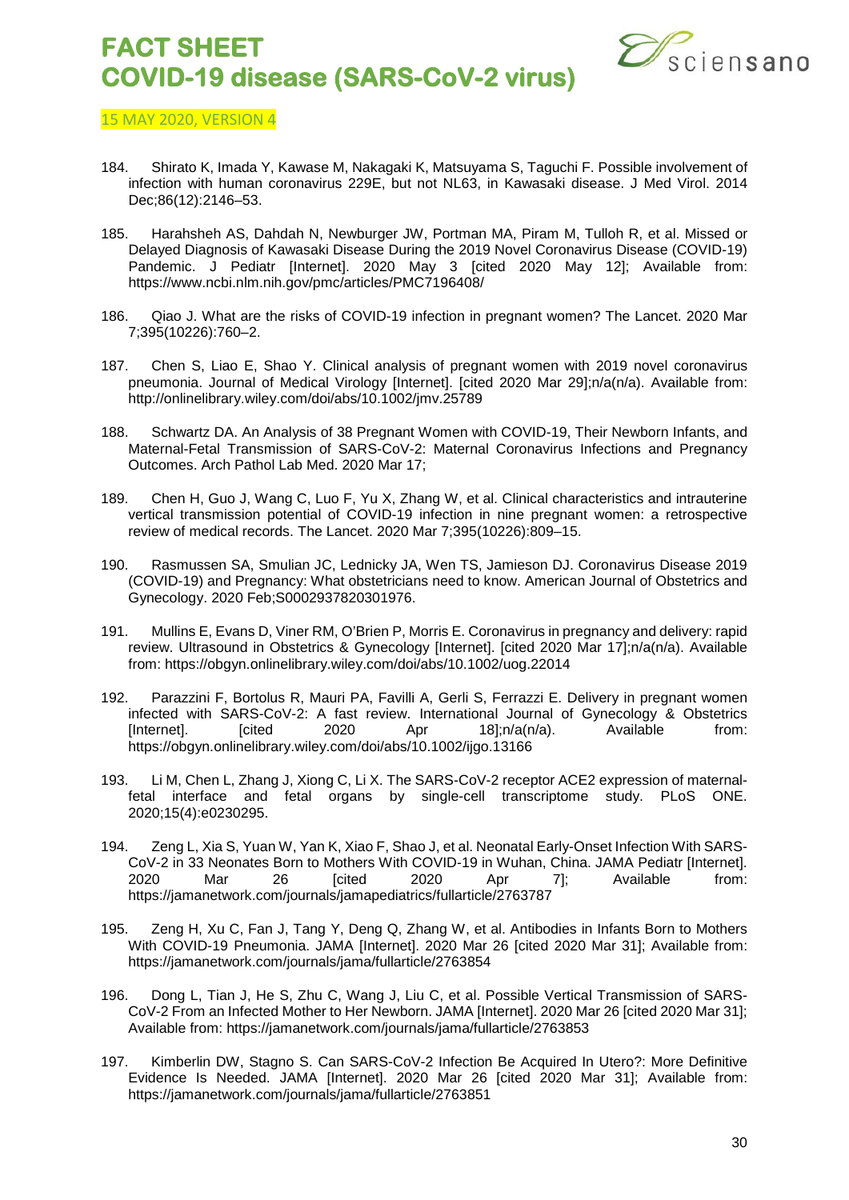184. Shirato K, Imada Y, Kawase M, Nakagaki K, Matsuyama S, Taguchi F. Possible involvement of infection with human coronavirus 229E, but not NL63, in Kawasaki disease. J Med Virol. 2014 Dec;86(12):2146–53.

185. Harahsheh AS, Dahdah N, Newburger JW, Portman MA, Piram M, Tulloh R, et al. Missed or Delayed Diagnosis of Kawasaki Disease During the 2019 Novel Coronavirus Disease (COVID-19) Pandemic. J Pediatr [Internet]. 2020 May 3 [cited 2020 May 12]; Available from: https://www.ncbi.nlm.nih.gov/pmc/articles/PMC7196408/

186. Qiao J. What are the risks of COVID-19 infection in pregnant women? The Lancet. 2020 Mar 7;395(10226):760–2.

187. Chen S, Liao E, Shao Y. Clinical analysis of pregnant women with 2019 novel coronavirus pneumonia. Journal of Medical Virology [Internet]. [cited 2020 Mar 29];n/a(n/a). Available from: http://onlinelibrary.wiley.com/doi/abs/10.1002/jmv.25789

188. Schwartz DA. An Analysis of 38 Pregnant Women with COVID-19, Their Newborn Infants, and Maternal-Fetal Transmission of SARS-CoV-2: Maternal Coronavirus Infections and Pregnancy Outcomes. Arch Pathol Lab Med. 2020 Mar 17;

189. Chen H, Guo J, Wang C, Luo F, Yu X, Zhang W, et al. Clinical characteristics and intrauterine vertical transmission potential of COVID-19 infection in nine pregnant women: a retrospective review of medical records. The Lancet. 2020 Mar 7;395(10226):809–15.

190. Rasmussen SA, Smulian JC, Lednicky JA, Wen TS, Jamieson DJ. Coronavirus Disease 2019 (COVID-19) and Pregnancy: What obstetricians need to know. American Journal of Obstetrics and Gynecology. 2020 Feb;S0002937820301976.

191. Mullins E, Evans D, Viner RM, O'Brien P, Morris E. Coronavirus in pregnancy and delivery: rapid review. Ultrasound in Obstetrics & Gynecology [Internet]. [cited 2020 Mar 17];n/a(n/a). Available from: https://obgyn.onlinelibrary.wiley.com/doi/abs/10.1002/uog.22014

192. Parazzini F, Bortolus R, Mauri PA, Favilli A, Gerli S, Ferrazzi E. Delivery in pregnant women infected with SARS-CoV-2: A fast review. International Journal of Gynecology & Obstetrics [Internet]. [cited 2020 Apr 18];n/a(n/a). Available from: https://obgyn.onlinelibrary.wiley.com/doi/abs/10.1002/ijgo.13166

193. Li M, Chen L, Zhang J, Xiong C, Li X. The SARS-CoV-2 receptor ACE2 expression of maternal-fetal interface and fetal organs by single-cell transcriptome study. PLoS ONE. 2020;15(4):e0230295.

194. Zeng L, Xia S, Yuan W, Yan K, Xiao F, Shao J, et al. Neonatal Early-Onset Infection With SARS-CoV-2 in 33 Neonates Born to Mothers With COVID-19 in Wuhan, China. JAMA Pediatr [Internet]. 2020 Mar 26 [cited 2020 Apr 7]; Available from: https://jamanetwork.com/journals/jamapediatrics/fullarticle/2763787

195. Zeng H, Xu C, Fan J, Tang Y, Deng Q, Zhang W, et al. Antibodies in Infants Born to Mothers With COVID-19 Pneumonia. JAMA [Internet]. 2020 Mar 26 [cited 2020 Mar 31]; Available from: https://jamanetwork.com/journals/jama/fullarticle/2763854

196. Dong L, Tian J, He S, Zhu C, Wang J, Liu C, et al. Possible Vertical Transmission of SARS-CoV-2 From an Infected Mother to Her Newborn. JAMA [Internet]. 2020 Mar 26 [cited 2020 Mar 31]; Available from: https://jamanetwork.com/journals/jama/fullarticle/2763853

197. Kimberlin DW, Stagno S. Can SARS-CoV-2 Infection Be Acquired In Utero?: More Definitive Evidence Is Needed. JAMA [Internet]. 2020 Mar 26 [cited 2020 Mar 31]; Available from: https://jamanetwork.com/journals/jama/fullarticle/2763851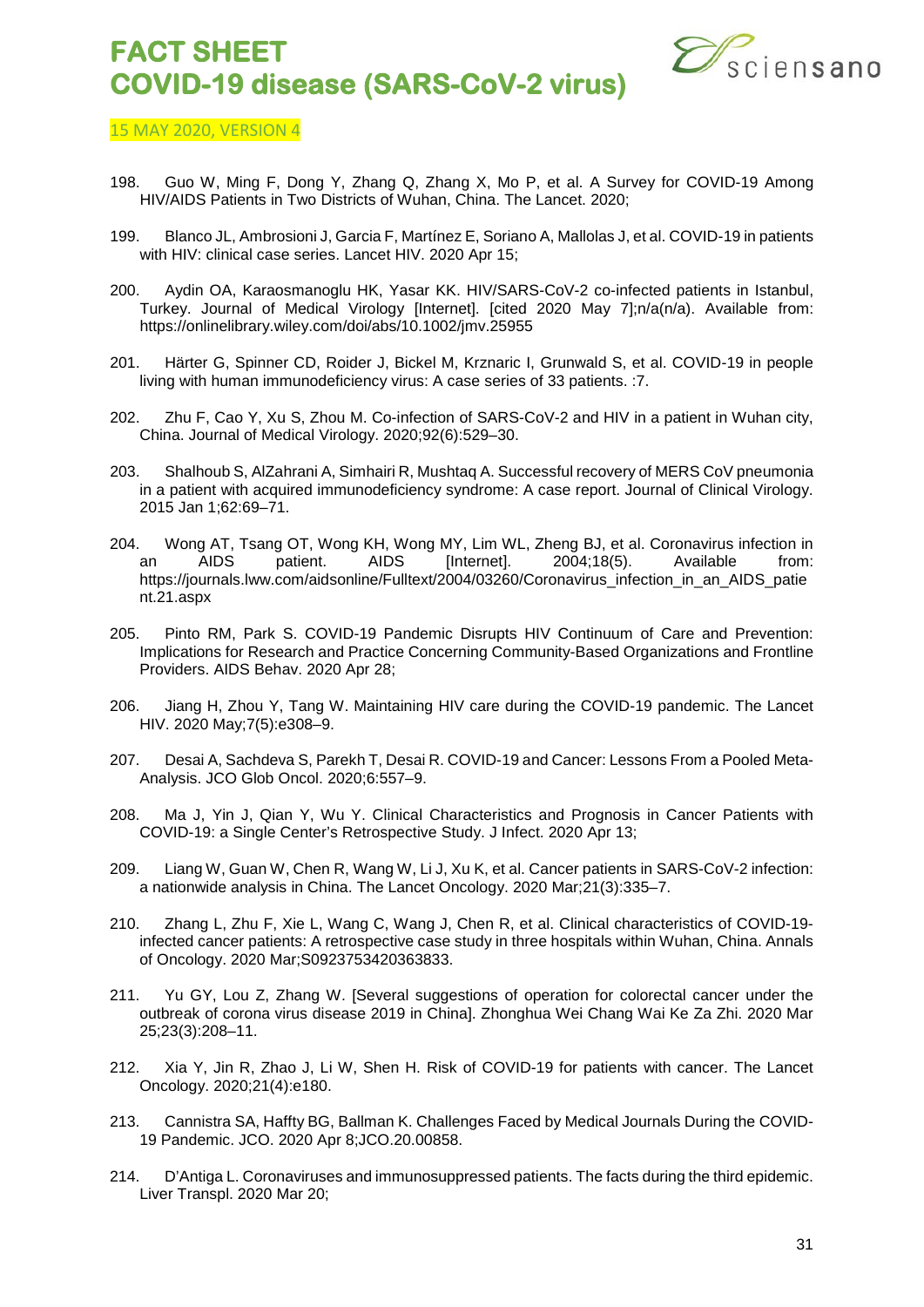198. Guo W, Ming F, Dong Y, Zhang Q, Zhang X, Mo P, et al. A Survey for COVID-19 Among HIV/AIDS Patients in Two Districts of Wuhan, China. The Lancet. 2020;

199. Blanco JL, Ambrosioni J, Garcia F, Martínez E, Soriano A, Mallolas J, et al. COVID-19 in patients with HIV: clinical case series. Lancet HIV. 2020 Apr 15;

200. Aydin OA, Karaosmanoglu HK, Yasar KK. HIV/SARS-CoV-2 co-infected patients in Istanbul, Turkey. Journal of Medical Virology [Internet]. [cited 2020 May 7];n/a(n/a). Available from: https://onlinelibrary.wiley.com/doi/abs/10.1002/jmv.25955

201. Härter G, Spinner CD, Roider J, Bickel M, Krznaric I, Grunwald S, et al. COVID-19 in people living with human immunodeficiency virus: A case series of 33 patients. :7.

202. Zhu F, Cao Y, Xu S, Zhou M. Co-infection of SARS-CoV-2 and HIV in a patient in Wuhan city, China. Journal of Medical Virology. 2020;92(6):529–30.

203. Shalhoub S, AlZahrani A, Simhairi R, Mushtaq A. Successful recovery of MERS CoV pneumonia in a patient with acquired immunodeficiency syndrome: A case report. Journal of Clinical Virology. 2015 Jan 1;62:69–71.

204. Wong AT, Tsang OT, Wong KH, Wong MY, Lim WL, Zheng BJ, et al. Coronavirus infection in an AIDS patient. AIDS [Internet]. 2004;18(5). Available from: https://journals.lww.com/aidsonline/Fulltext/2004/03260/Coronavirus_infection_in_an_AIDS_patient.21.aspx

205. Pinto RM, Park S. COVID-19 Pandemic Disrupts HIV Continuum of Care and Prevention: Implications for Research and Practice Concerning Community-Based Organizations and Frontline Providers. AIDS Behav. 2020 Apr 28;

206. Jiang H, Zhou Y, Tang W. Maintaining HIV care during the COVID-19 pandemic. The Lancet HIV. 2020 May;7(5):e308–9.

207. Desai A, Sachdeva S, Parekh T, Desai R. COVID-19 and Cancer: Lessons From a Pooled Meta-Analysis. JCO Glob Oncol. 2020;6:557–9.

208. Ma J, Yin J, Qian Y, Wu Y. Clinical Characteristics and Prognosis in Cancer Patients with COVID-19: a Single Center's Retrospective Study. J Infect. 2020 Apr 13;

209. Liang W, Guan W, Chen R, Wang W, Li J, Xu K, et al. Cancer patients in SARS-CoV-2 infection: a nationwide analysis in China. The Lancet Oncology. 2020 Mar;21(3):335–7.

210. Zhang L, Zhu F, Xie L, Wang C, Wang J, Chen R, et al. Clinical characteristics of COVID-19-infected cancer patients: A retrospective case study in three hospitals within Wuhan, China. Annals of Oncology. 2020 Mar;S0923753420363833.

211. Yu GY, Lou Z, Zhang W. [Several suggestions of operation for colorectal cancer under the outbreak of corona virus disease 2019 in China]. Zhonghua Wei Chang Wai Ke Za Zhi. 2020 Mar 25;23(3):208–11.

212. Xia Y, Jin R, Zhao J, Li W, Shen H. Risk of COVID-19 for patients with cancer. The Lancet Oncology. 2020;21(4):e180.

213. Cannistra SA, Haffty BG, Ballman K. Challenges Faced by Medical Journals During the COVID-19 Pandemic. JCO. 2020 Apr 8;JCO.20.00858.

214. D'Antiga L. Coronaviruses and immunosuppressed patients. The facts during the third epidemic. Liver Transpl. 2020 Mar 20;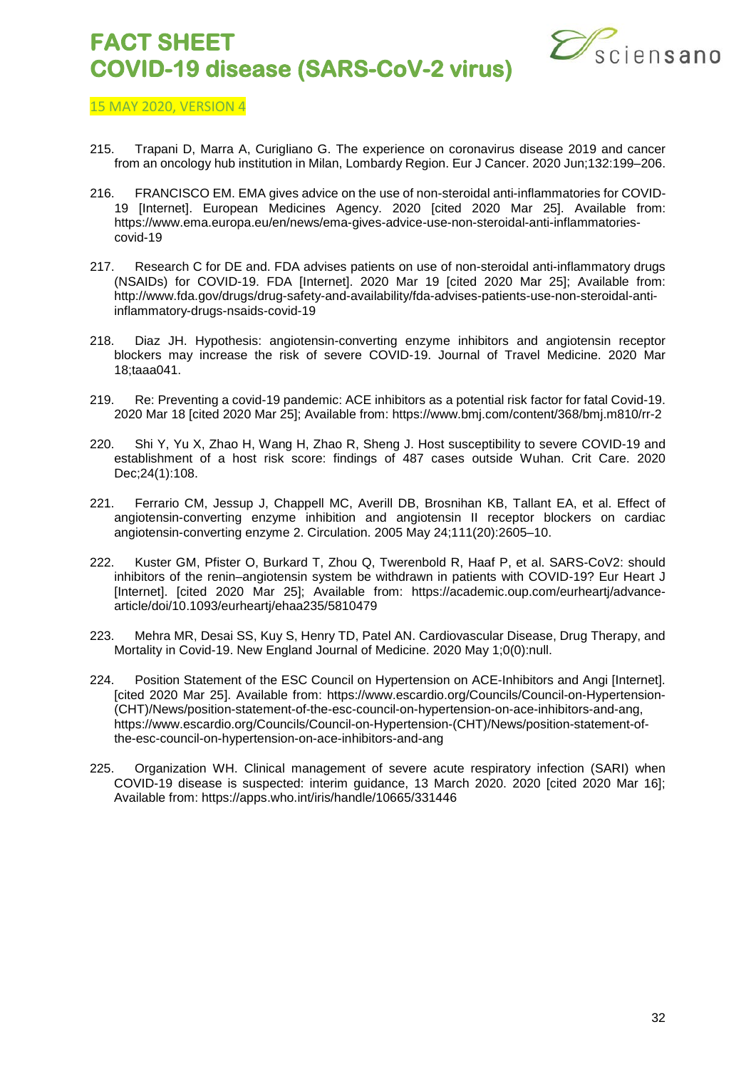215. Trapani D, Marra A, Curigliano G. The experience on coronavirus disease 2019 and cancer from an oncology hub institution in Milan, Lombardy Region. Eur J Cancer. 2020 Jun;132:199–206.

216. FRANCISCO EM. EMA gives advice on the use of non-steroidal anti-inflammatories for COVID-19 [Internet]. European Medicines Agency. 2020 [cited 2020 Mar 25]. Available from: https://www.ema.europa.eu/en/news/ema-gives-advice-use-non-steroidal-anti-inflammatories-covid-19

217. Research C for DE and. FDA advises patients on use of non-steroidal anti-inflammatory drugs (NSAIDs) for COVID-19. FDA [Internet]. 2020 Mar 19 [cited 2020 Mar 25]; Available from: http://www.fda.gov/drugs/drug-safety-and-availability/fda-advises-patients-use-non-steroidal-anti-inflammatory-drugs-nsaids-covid-19

218. Diaz JH. Hypothesis: angiotensin-converting enzyme inhibitors and angiotensin receptor blockers may increase the risk of severe COVID-19. Journal of Travel Medicine. 2020 Mar 18;taaa041.

219. Re: Preventing a covid-19 pandemic: ACE inhibitors as a potential risk factor for fatal Covid-19. 2020 Mar 18 [cited 2020 Mar 25]; Available from: https://www.bmj.com/content/368/bmj.m810/rr-2

220. Shi Y, Yu X, Zhao H, Wang H, Zhao R, Sheng J. Host susceptibility to severe COVID-19 and establishment of a host risk score: findings of 487 cases outside Wuhan. Crit Care. 2020 Dec;24(1):108.

221. Ferrario CM, Jessup J, Chappell MC, Averill DB, Brosnihan KB, Tallant EA, et al. Effect of angiotensin-converting enzyme inhibition and angiotensin II receptor blockers on cardiac angiotensin-converting enzyme 2. Circulation. 2005 May 24;111(20):2605–10.

222. Kuster GM, Pfister O, Burkard T, Zhou Q, Twerenbold R, Haaf P, et al. SARS-CoV2: should inhibitors of the renin–angiotensin system be withdrawn in patients with COVID-19? Eur Heart J [Internet]. [cited 2020 Mar 25]; Available from: https://academic.oup.com/eurheartj/advance-article/doi/10.1093/eurheartj/ehaa235/5810479

223. Mehra MR, Desai SS, Kuy S, Henry TD, Patel AN. Cardiovascular Disease, Drug Therapy, and Mortality in Covid-19. New England Journal of Medicine. 2020 May 1;0(0):null.

224. Position Statement of the ESC Council on Hypertension on ACE-Inhibitors and Angi [Internet]. [cited 2020 Mar 25]. Available from: https://www.escardio.org/Councils/Council-on-Hypertension-(CHT)/News/position-statement-of-the-esc-council-on-hypertension-on-ace-inhibitors-and-ang, https://www.escardio.org/Councils/Council-on-Hypertension-(CHT)/News/position-statement-of-the-esc-council-on-hypertension-on-ace-inhibitors-and-ang

225. Organization WH. Clinical management of severe acute respiratory infection (SARI) when COVID-19 disease is suspected: interim guidance, 13 March 2020. 2020 [cited 2020 Mar 16]; Available from: https://apps.who.int/iris/handle/10665/331446